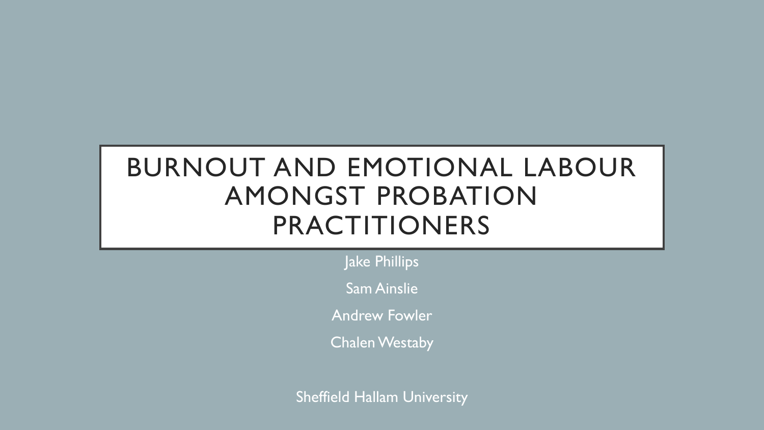# BURNOUT AND EMOTIONAL LABOUR AMONGST PROBATION PRACTITIONERS

Jake Phillips

Sam Ainslie

Andrew Fowler

Chalen Westaby

Sheffield Hallam University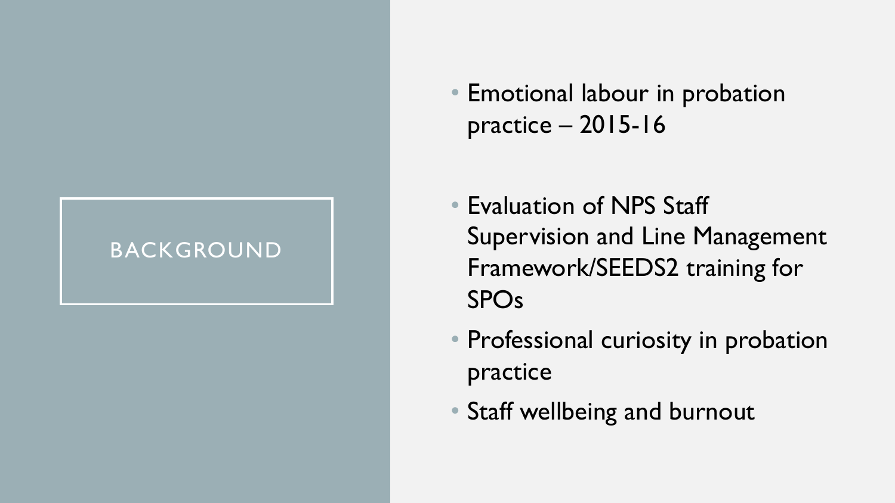# BACKGROUND

- Emotional labour in probation practice – 2015-16
- Evaluation of NPS Staff Supervision and Line Management Framework/SEEDS2 training for SPOs
- Professional curiosity in probation practice
- Staff wellbeing and burnout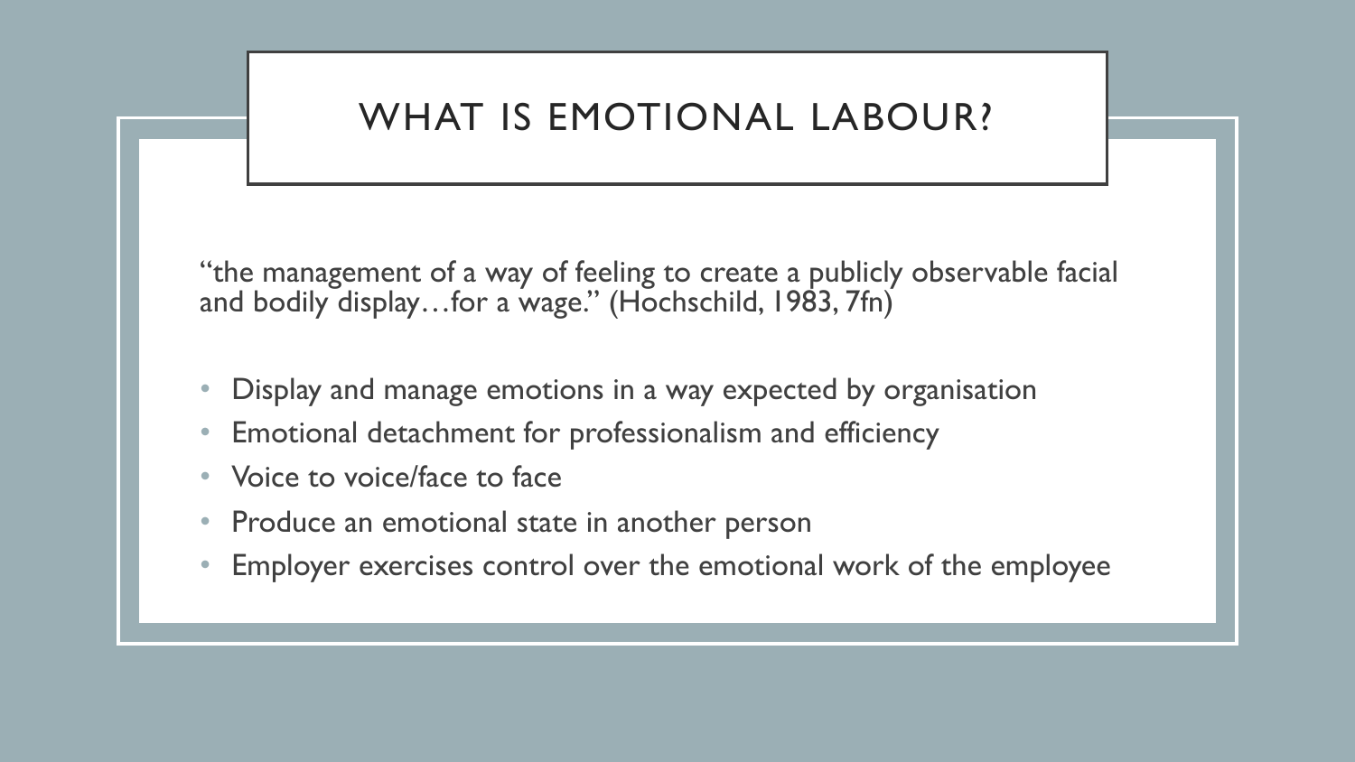# WHAT IS EMOTIONAL LABOUR?

"the management of a way of feeling to create a publicly observable facial and bodily display…for a wage." (Hochschild, 1983, 7fn)

- Display and manage emotions in a way expected by organisation
- Emotional detachment for professionalism and efficiency
- Voice to voice/face to face
- Produce an emotional state in another person
- Employer exercises control over the emotional work of the employee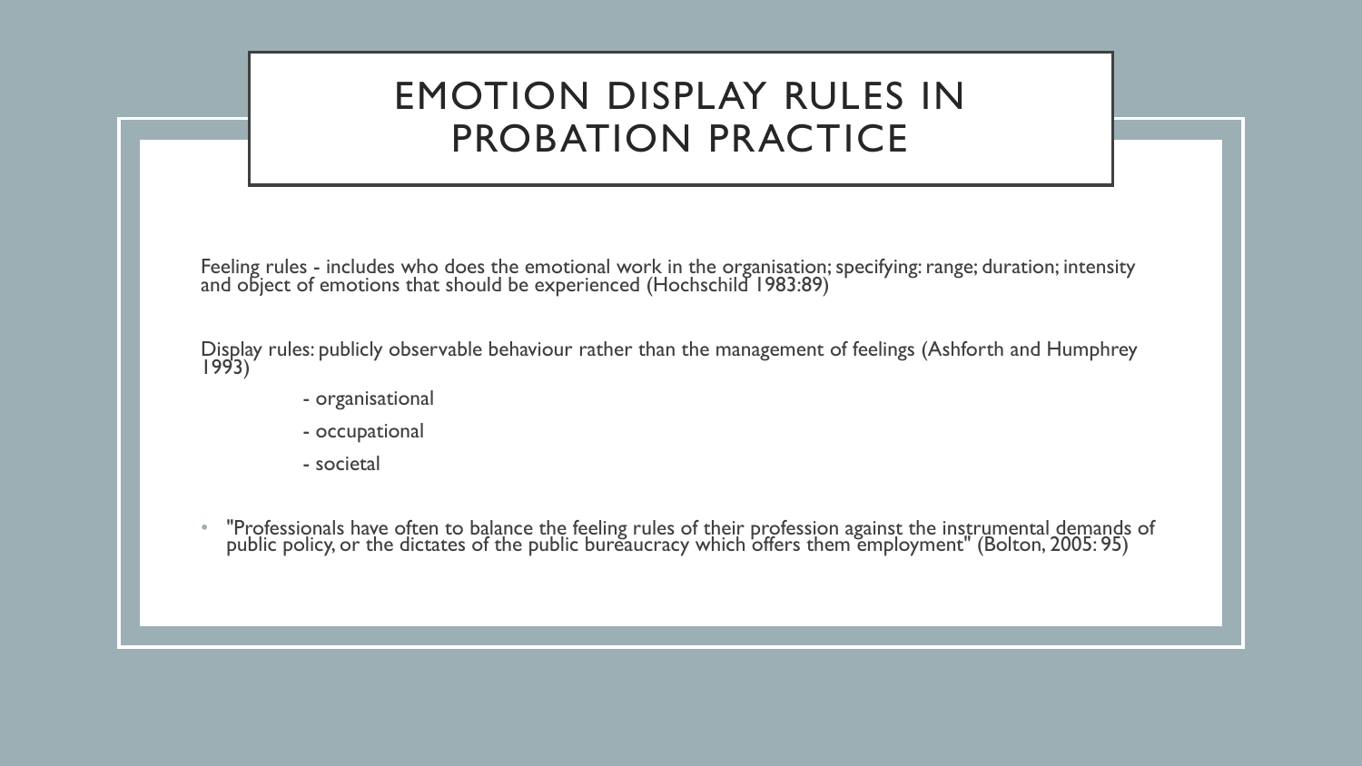# EMOTION DISPLAY RULES IN PROBATION PRACTICE

Feeling rules - includes who does the emotional work in the organisation; specifying: range; duration; intensity and object of emotions that should be experienced (Hochschild 1983:89)

Display rules: publicly observable behaviour rather than the management of feelings (Ashforth and Humphrey 1993)

- organisational
- occupational
- societal

- "Professionals have often to balance the feeling rules of their profession against the instrumental demands of public policy, or the dictates of the public bureaucracy which offers them employment" (Bolton, 2005: 95)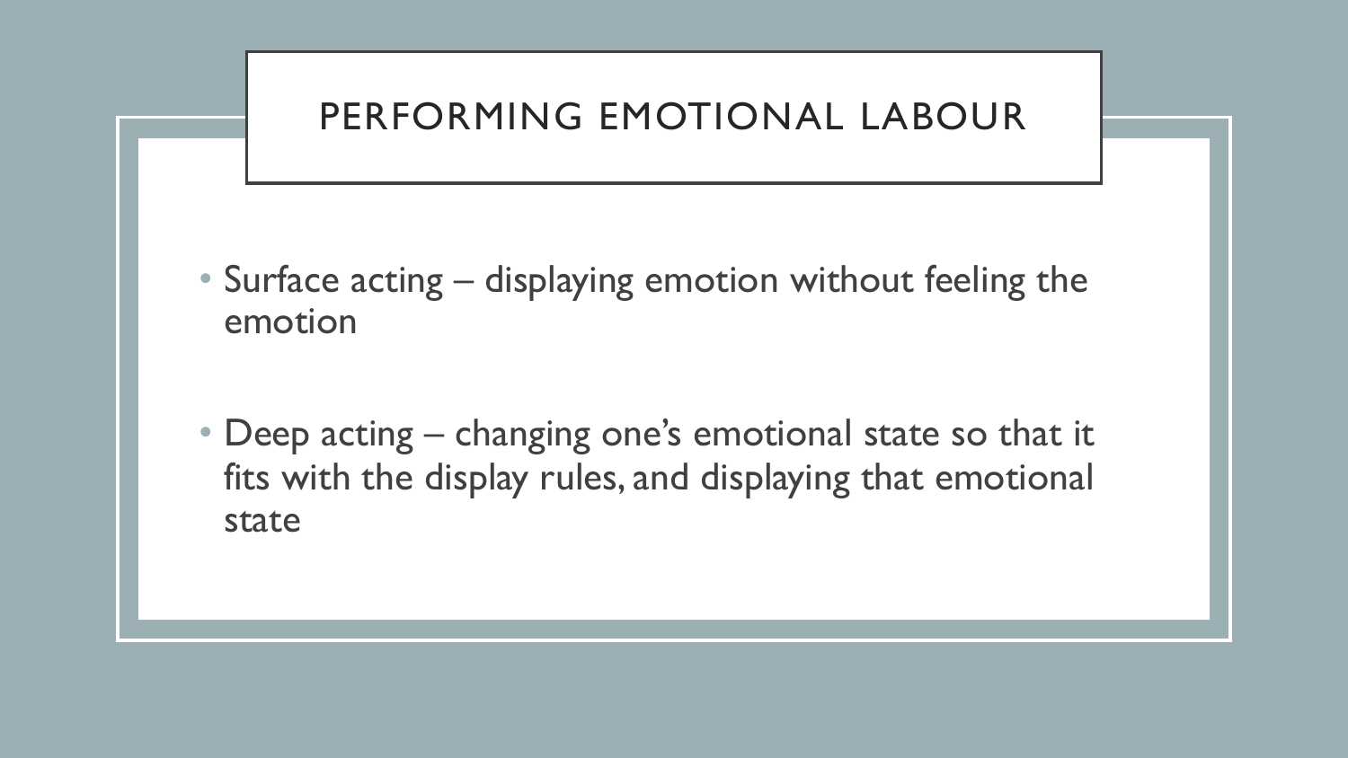# PERFORMING EMOTIONAL LABOUR

- Surface acting – displaying emotion without feeling the emotion
- Deep acting – changing one's emotional state so that it fits with the display rules, and displaying that emotional state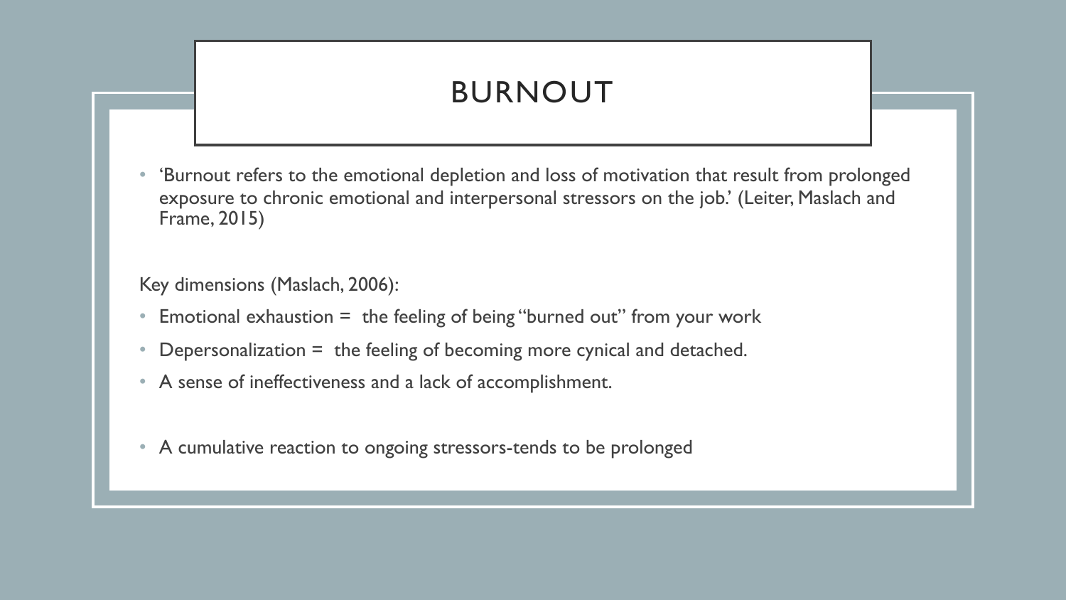# BURNOUT

- 'Burnout refers to the emotional depletion and loss of motivation that result from prolonged exposure to chronic emotional and interpersonal stressors on the job.' (Leiter, Maslach and Frame, 2015)

Key dimensions (Maslach, 2006):

- Emotional exhaustion = the feeling of being "burned out" from your work
- Depersonalization = the feeling of becoming more cynical and detached.
- A sense of ineffectiveness and a lack of accomplishment.

- A cumulative reaction to ongoing stressors-tends to be prolonged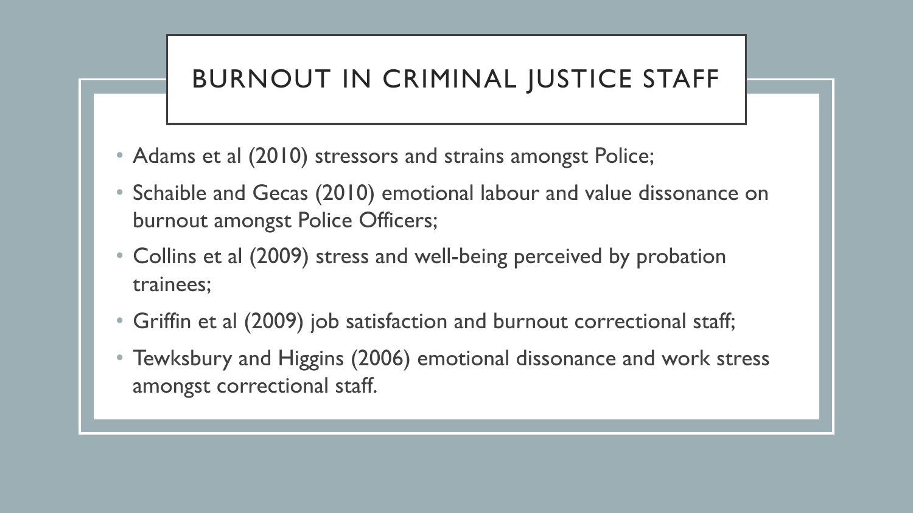# BURNOUT IN CRIMINAL JUSTICE STAFF

- Adams et al (2010) stressors and strains amongst Police;
- Schaible and Gecas (2010) emotional labour and value dissonance on burnout amongst Police Officers;
- Collins et al (2009) stress and well-being perceived by probation trainees;
- Griffin et al (2009) job satisfaction and burnout correctional staff;
- Tewksbury and Higgins (2006) emotional dissonance and work stress amongst correctional staff.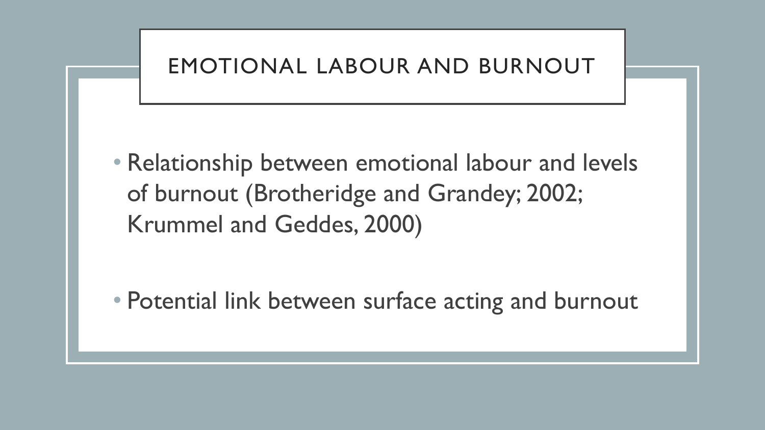# EMOTIONAL LABOUR AND BURNOUT

- Relationship between emotional labour and levels of burnout (Brotheridge and Grandey; 2002; Krummel and Geddes, 2000)

- Potential link between surface acting and burnout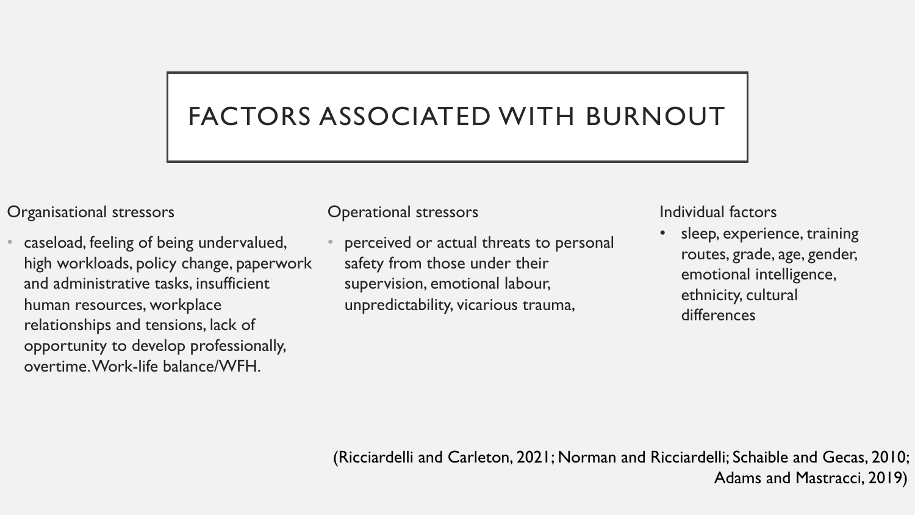# FACTORS ASSOCIATED WITH BURNOUT

Organisational stressors

- caseload, feeling of being undervalued, high workloads, policy change, paperwork and administrative tasks, insufficient human resources, workplace relationships and tensions, lack of opportunity to develop professionally, overtime. Work-life balance/WFH.

Operational stressors

- perceived or actual threats to personal safety from those under their supervision, emotional labour, unpredictability, vicarious trauma,

Individual factors

- sleep, experience, training routes, grade, age, gender, emotional intelligence, ethnicity, cultural differences

(Ricciardelli and Carleton, 2021; Norman and Ricciardelli; Schaible and Gecas, 2010; Adams and Mastracci, 2019)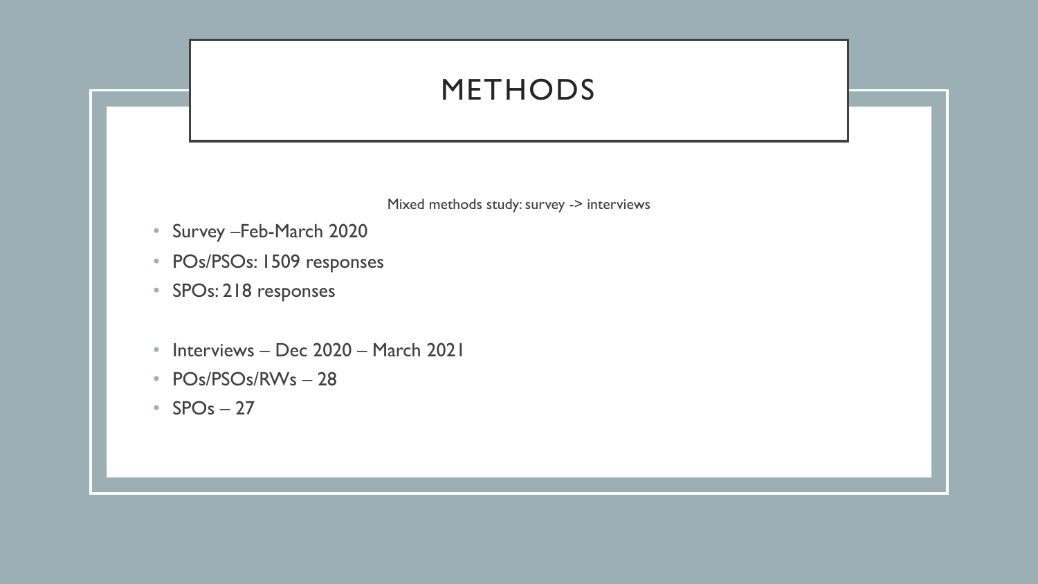# METHODS

Mixed methods study: survey -> interviews

- Survey –Feb-March 2020
- POs/PSOs: 1509 responses
- SPOs: 218 responses

- Interviews – Dec 2020 – March 2021
- POs/PSOs/RWs – 28
- SPOs – 27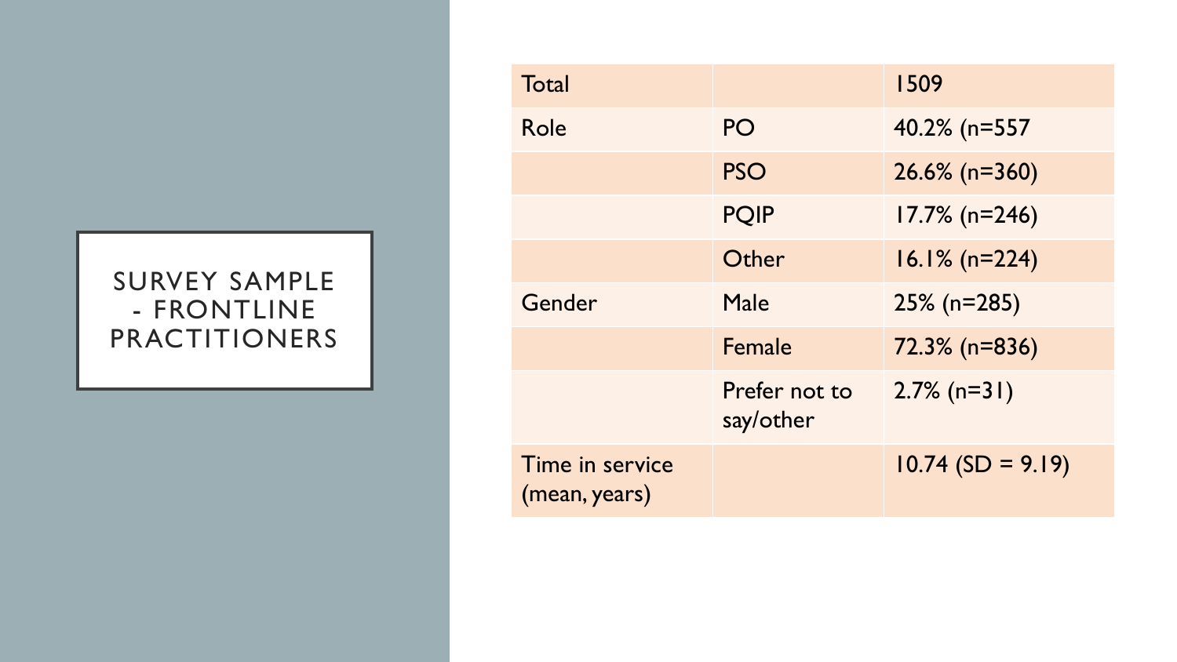# SURVEY SAMPLE - FRONTLINE PRACTITIONERS

| Total | | 1509 |
|---|---|---|
| Role | PO | 40.2% (n=557 |
| | PSO | 26.6% (n=360) |
| | PQIP | 17.7% (n=246) |
| | Other | 16.1% (n=224) |
| Gender | Male | 25% (n=285) |
| | Female | 72.3% (n=836) |
| | Prefer not to say/other | 2.7% (n=31) |
| Time in service (mean, years) | | 10.74 (SD = 9.19) |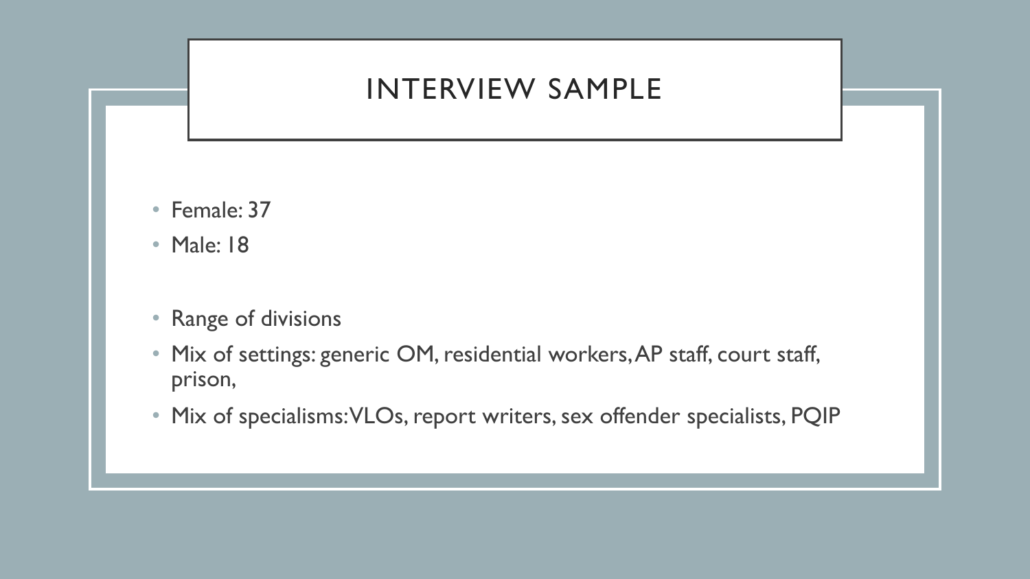# INTERVIEW SAMPLE

- Female: 37
- Male: 18

- Range of divisions
- Mix of settings: generic OM, residential workers, AP staff, court staff, prison,
- Mix of specialisms: VLOs, report writers, sex offender specialists, PQIP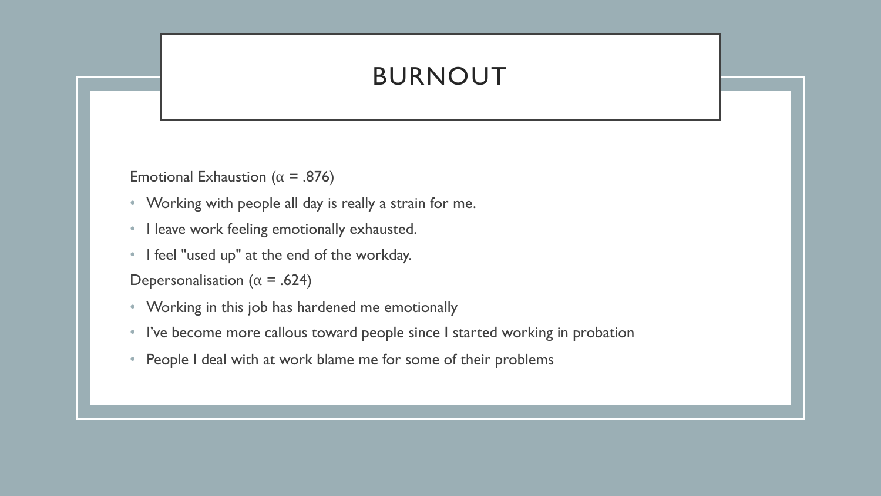# BURNOUT

Emotional Exhaustion ($\alpha$ = .876)

- Working with people all day is really a strain for me.
- I leave work feeling emotionally exhausted.
- I feel "used up" at the end of the workday.

Depersonalisation ($\alpha$ = .624)

- Working in this job has hardened me emotionally
- I've become more callous toward people since I started working in probation
- People I deal with at work blame me for some of their problems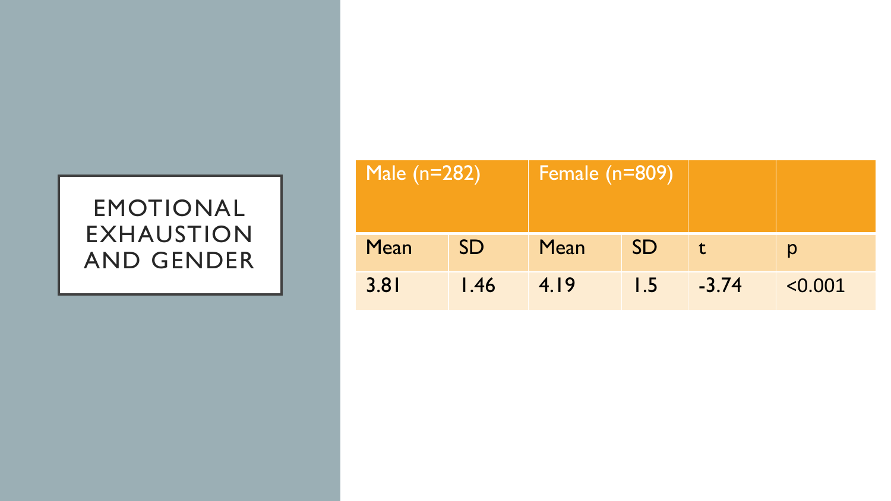# EMOTIONAL EXHAUSTION AND GENDER

| Male (n=282) | | Female (n=809) | | | |
|---|---|---|---|---|---|
| Mean | SD | Mean | SD | t | p |
| 3.81 | 1.46 | 4.19 | 1.5 | -3.74 | <0.001 |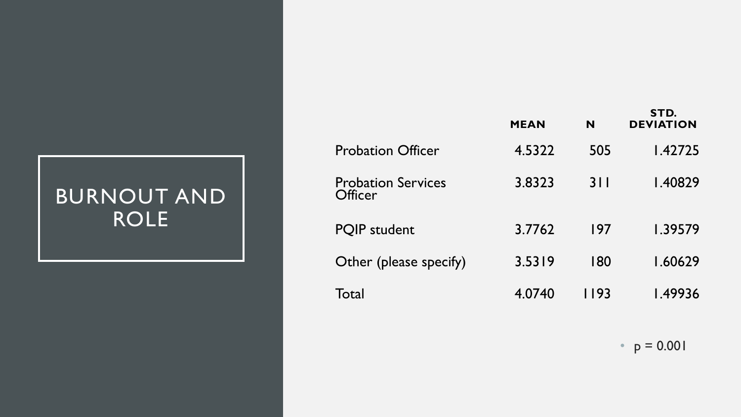# BURNOUT AND ROLE

| | MEAN | N | STD. DEVIATION |
|---|---|---|---|
| Probation Officer | 4.5322 | 505 | 1.42725 |
| Probation Services Officer | 3.8323 | 311 | 1.40829 |
| PQIP student | 3.7762 | 197 | 1.39579 |
| Other (please specify) | 3.5319 | 180 | 1.60629 |
| Total | 4.0740 | 1193 | 1.49936 |

- $p = 0.001$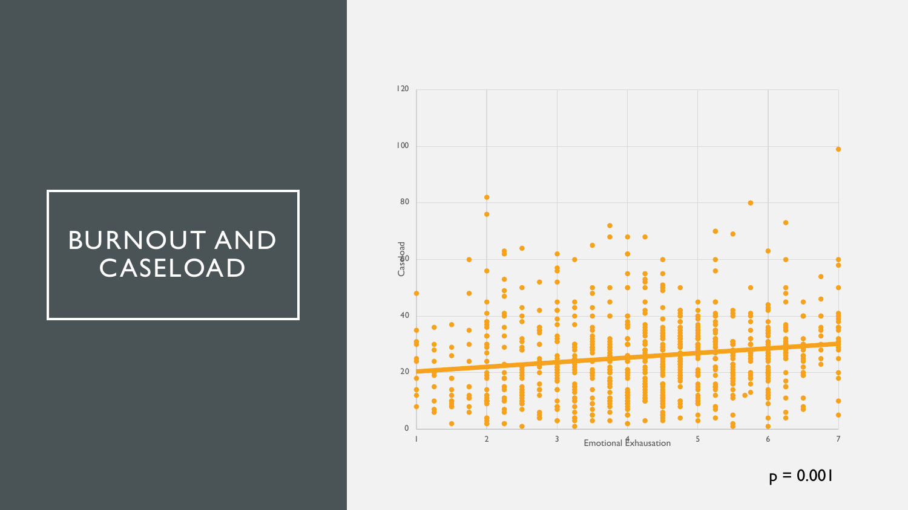# BURNOUT AND CASELOAD

$p = 0.001$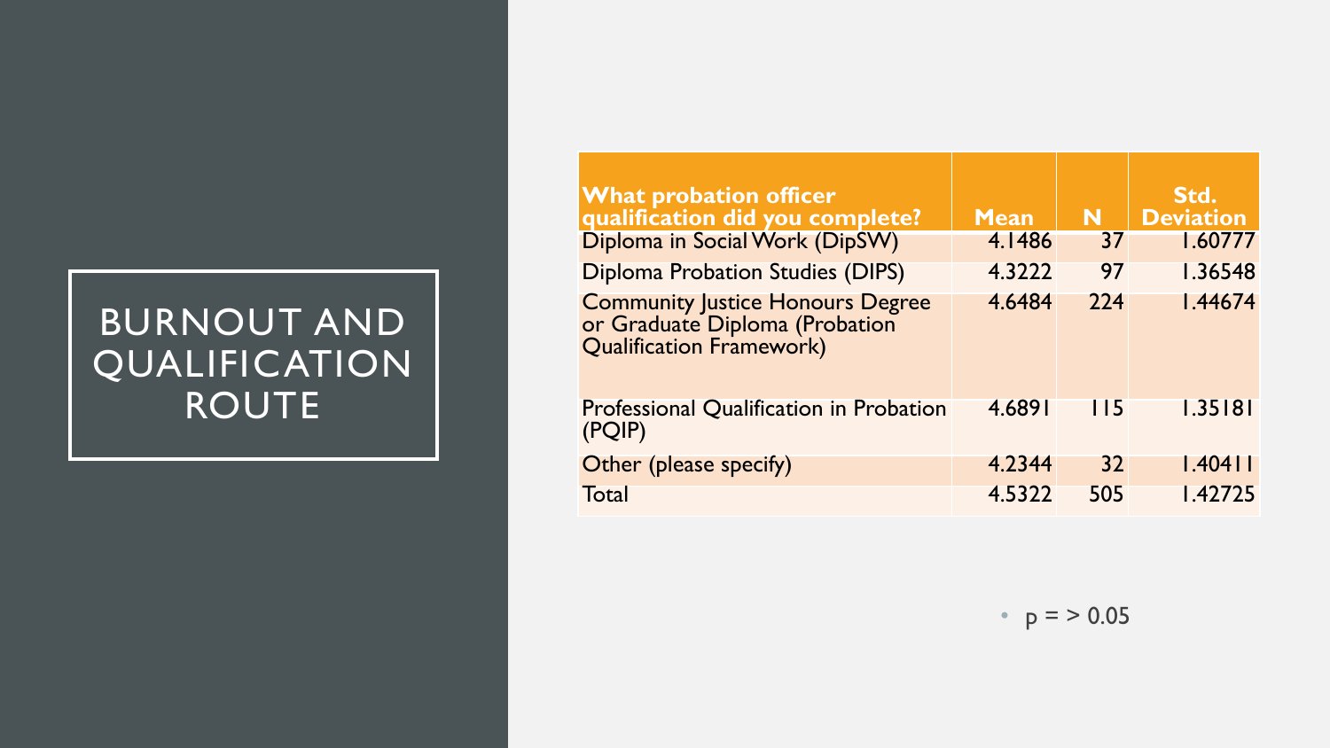# BURNOUT AND QUALIFICATION ROUTE

| What probation officer qualification did you complete? | Mean | N | Std. Deviation |
|---|---|---|---|
| Diploma in Social Work (DipSW) | 4.1486 | 37 | 1.60777 |
| Diploma Probation Studies (DIPS) | 4.3222 | 97 | 1.36548 |
| Community Justice Honours Degree or Graduate Diploma (Probation Qualification Framework) | 4.6484 | 224 | 1.44674 |
| Professional Qualification in Probation (PQIP) | 4.6891 | 115 | 1.35181 |
| Other (please specify) | 4.2344 | 32 | 1.40411 |
| Total | 4.5322 | 505 | 1.42725 |

- $p = > 0.05$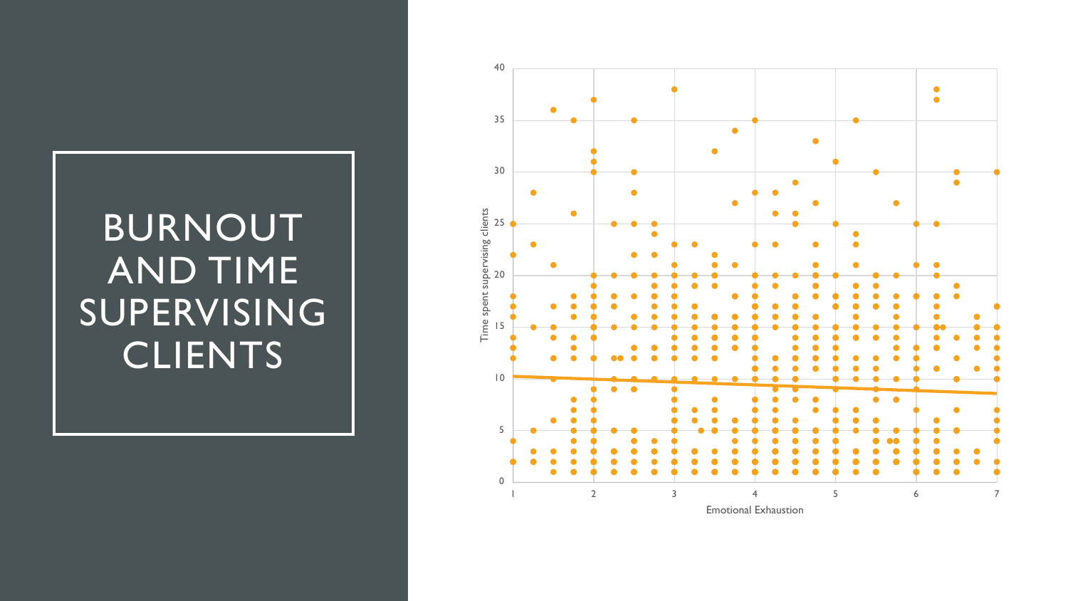# BURNOUT AND TIME SUPERVISING CLIENTS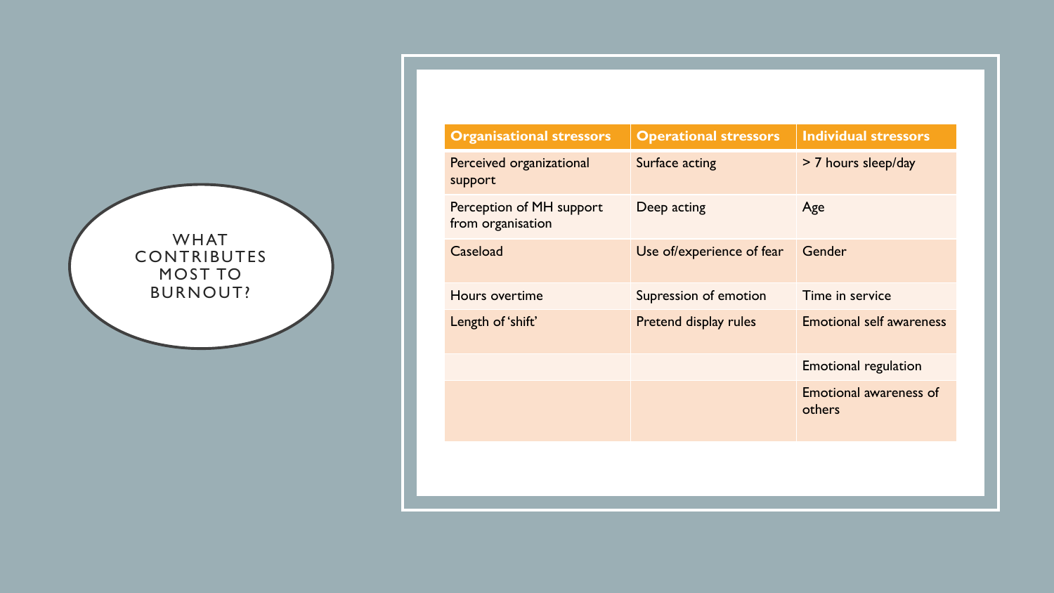# WHAT CONTRIBUTES MOST TO BURNOUT?

| Organisational stressors | Operational stressors | Individual stressors |
| --- | --- | --- |
| Perceived organizational support | Surface acting | > 7 hours sleep/day |
| Perception of MH support from organisation | Deep acting | Age |
| Caseload | Use of/experience of fear | Gender |
| Hours overtime | Supression of emotion | Time in service |
| Length of 'shift' | Pretend display rules | Emotional self awareness |
| | | Emotional regulation |
| | | Emotional awareness of others |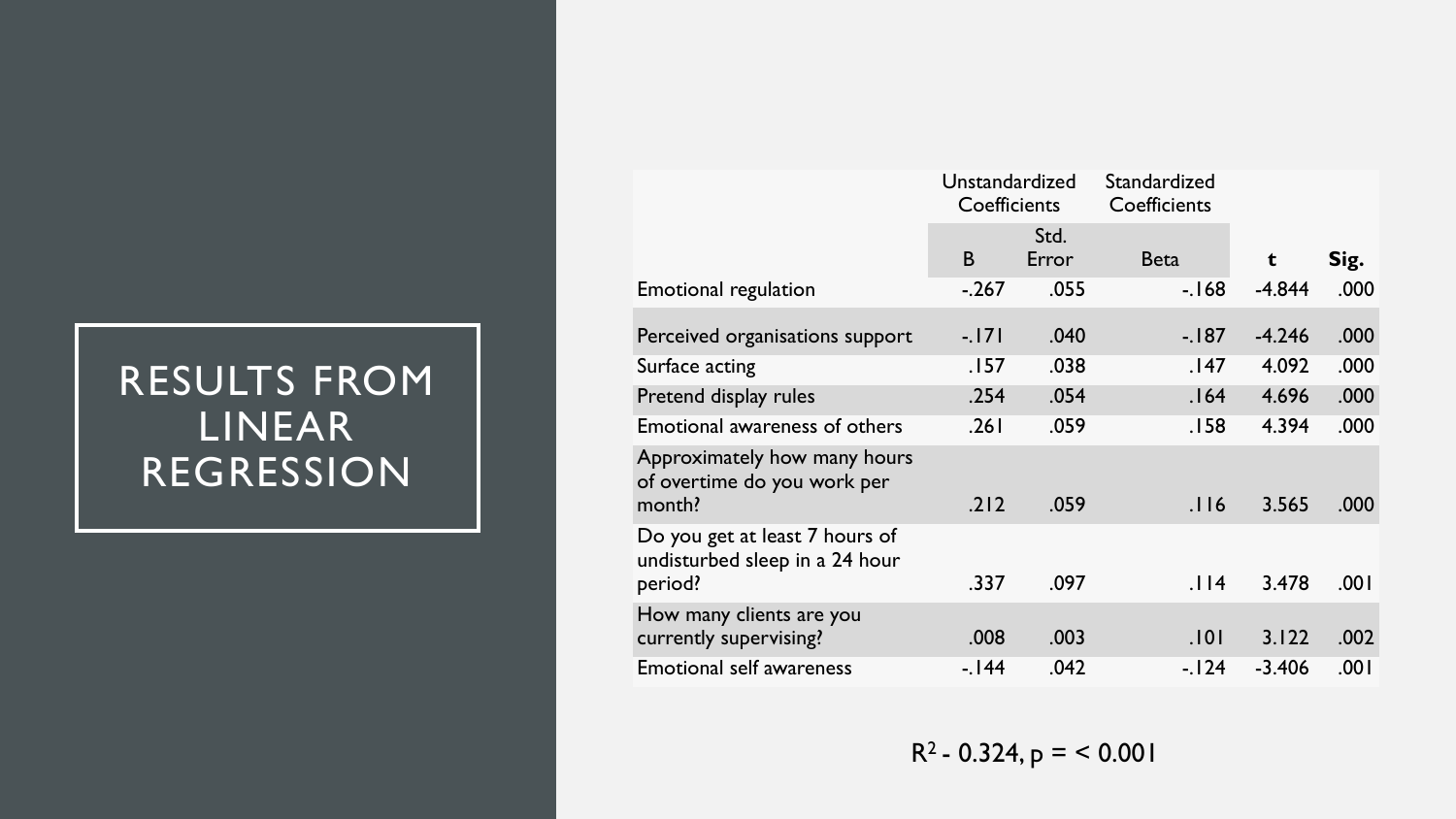# RESULTS FROM LINEAR REGRESSION

| | Unstandardized Coefficients | | Standardized Coefficients | | |
|---|---|---|---|---|---|
| | B | Std. Error | Beta | t | Sig. |
| Emotional regulation | -.267 | .055 | -.168 | -4.844 | .000 |
| Perceived organisations support | -.171 | .040 | -.187 | -4.246 | .000 |
| Surface acting | .157 | .038 | .147 | 4.092 | .000 |
| Pretend display rules | .254 | .054 | .164 | 4.696 | .000 |
| Emotional awareness of others | .261 | .059 | .158 | 4.394 | .000 |
| Approximately how many hours of overtime do you work per month? | .212 | .059 | .116 | 3.565 | .000 |
| Do you get at least 7 hours of undisturbed sleep in a 24 hour period? | .337 | .097 | .114 | 3.478 | .001 |
| How many clients are you currently supervising? | .008 | .003 | .101 | 3.122 | .002 |
| Emotional self awareness | -.144 | .042 | -.124 | -3.406 | .001 |

$R^2$ - 0.324, $p = < 0.001$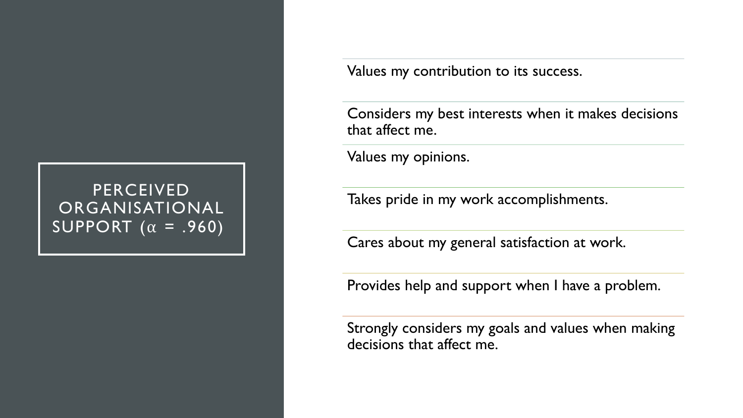# PERCEIVED ORGANISATIONAL SUPPORT ($\alpha$ = .960)

- Values my contribution to its success.
- Considers my best interests when it makes decisions that affect me.
- Values my opinions.
- Takes pride in my work accomplishments.
- Cares about my general satisfaction at work.
- Provides help and support when I have a problem.
- Strongly considers my goals and values when making decisions that affect me.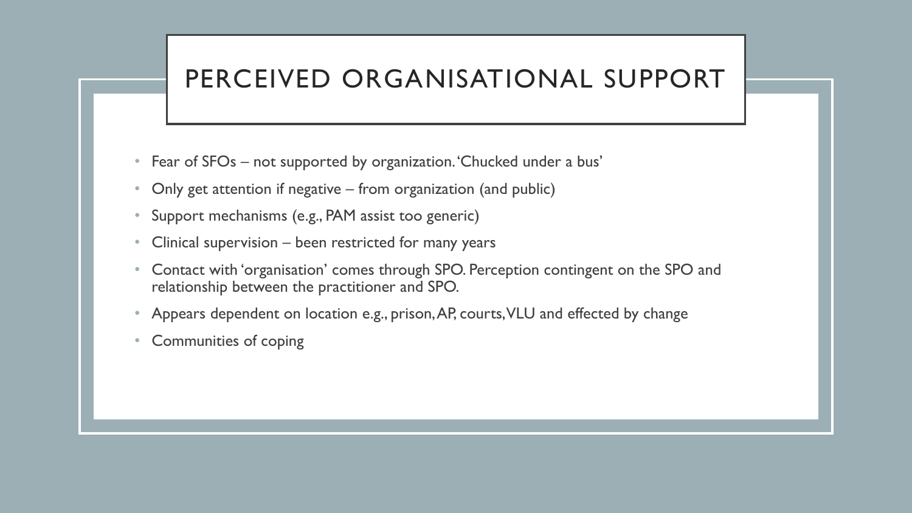# PERCEIVED ORGANISATIONAL SUPPORT

- Fear of SFOs – not supported by organization. 'Chucked under a bus'
- Only get attention if negative – from organization (and public)
- Support mechanisms (e.g., PAM assist too generic)
- Clinical supervision – been restricted for many years
- Contact with 'organisation' comes through SPO. Perception contingent on the SPO and relationship between the practitioner and SPO.
- Appears dependent on location e.g., prison, AP, courts, VLU and effected by change
- Communities of coping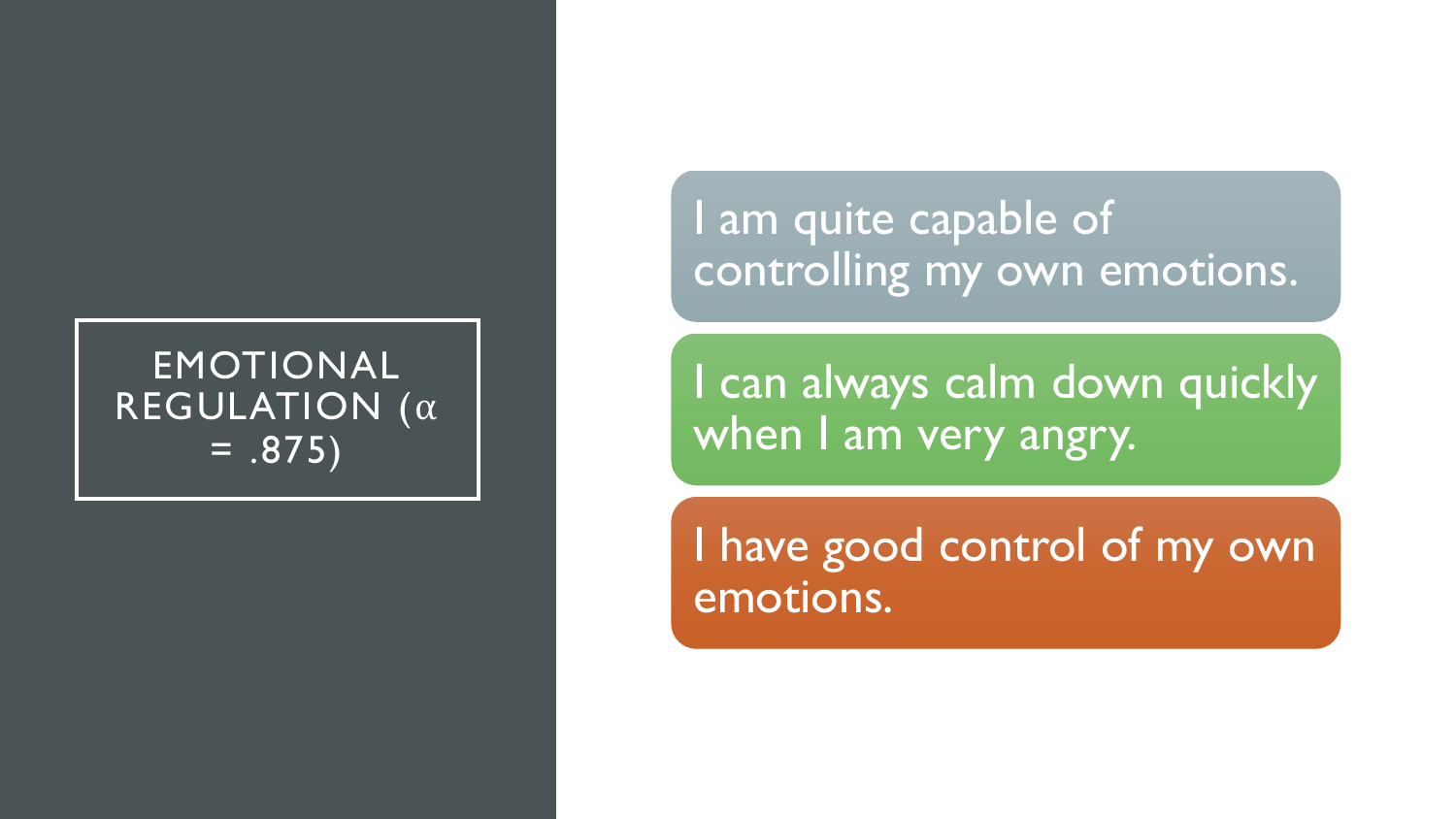# EMOTIONAL REGULATION ($\alpha$ = .875)

- I am quite capable of controlling my own emotions.
- I can always calm down quickly when I am very angry.
- I have good control of my own emotions.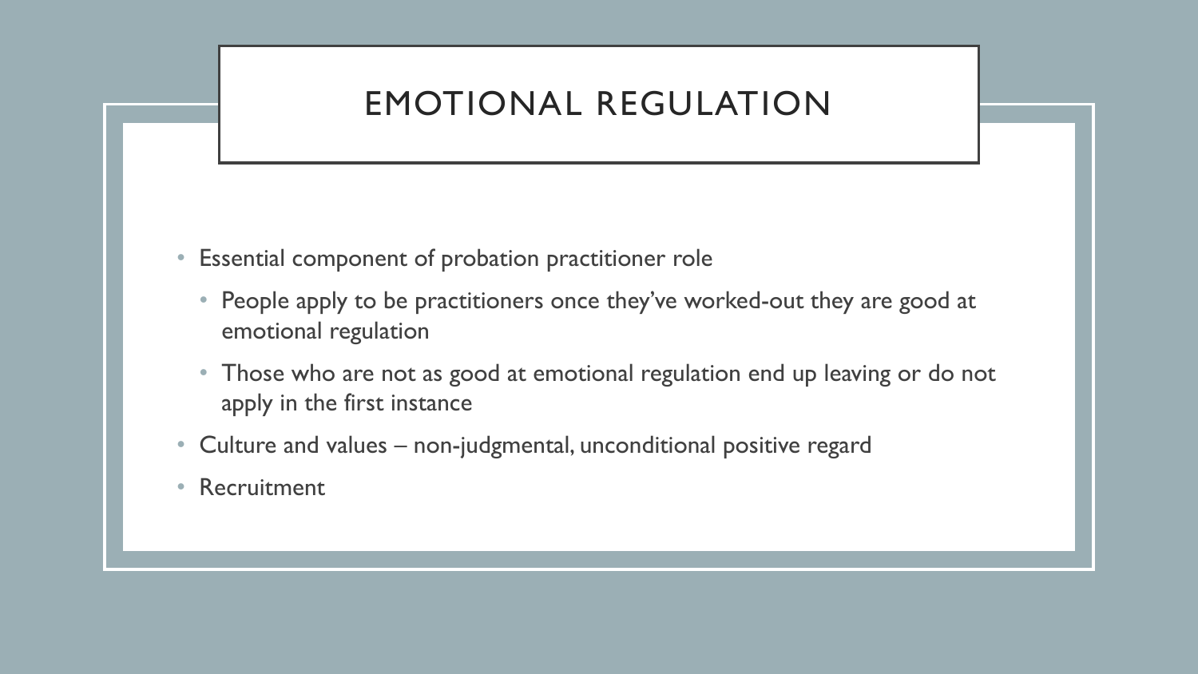# EMOTIONAL REGULATION

- Essential component of probation practitioner role
  - People apply to be practitioners once they've worked-out they are good at emotional regulation
  - Those who are not as good at emotional regulation end up leaving or do not apply in the first instance
- Culture and values – non-judgmental, unconditional positive regard
- Recruitment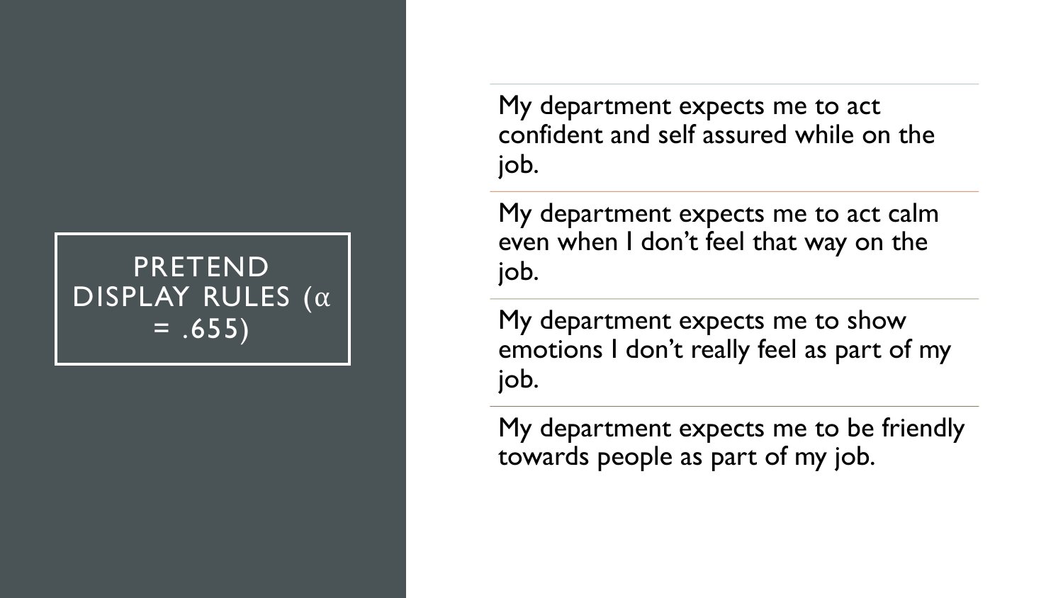# PRETEND DISPLAY RULES ($\alpha = .655$)

- My department expects me to act confident and self assured while on the job.
- My department expects me to act calm even when I don’t feel that way on the job.
- My department expects me to show emotions I don’t really feel as part of my job.
- My department expects me to be friendly towards people as part of my job.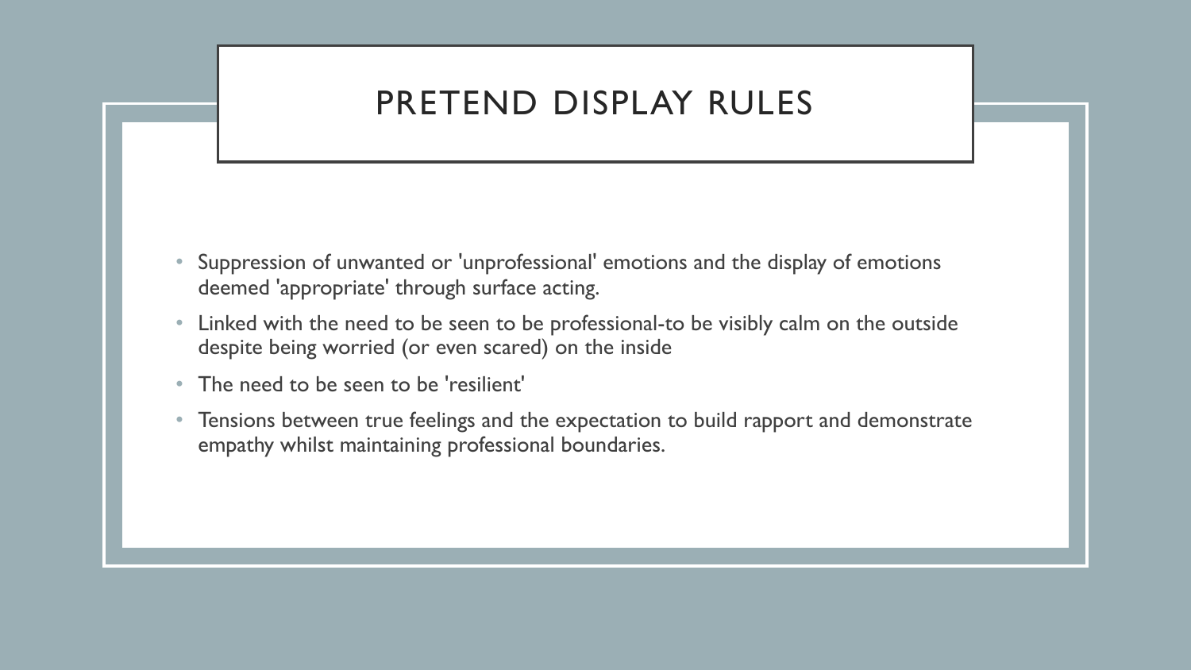# PRETEND DISPLAY RULES

- Suppression of unwanted or 'unprofessional' emotions and the display of emotions deemed 'appropriate' through surface acting.
- Linked with the need to be seen to be professional-to be visibly calm on the outside despite being worried (or even scared) on the inside
- The need to be seen to be 'resilient'
- Tensions between true feelings and the expectation to build rapport and demonstrate empathy whilst maintaining professional boundaries.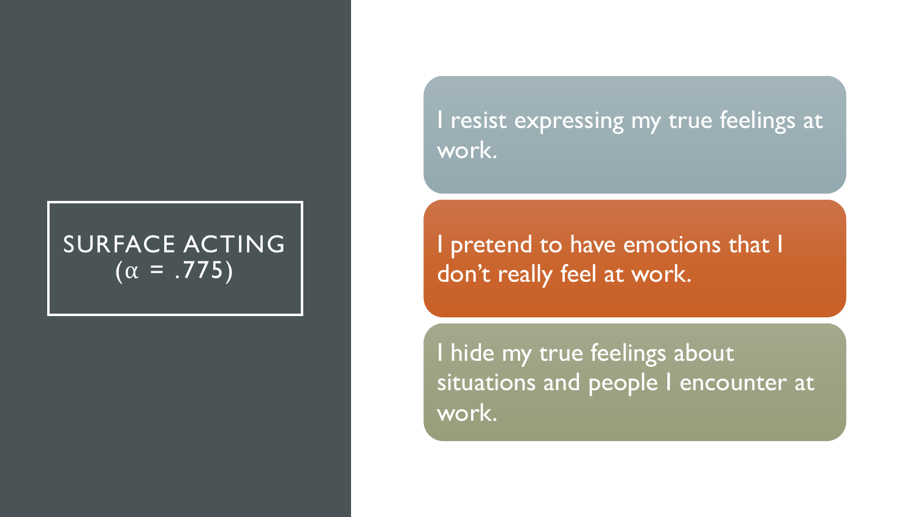# SURFACE ACTING ($\alpha = .775$)

- I resist expressing my true feelings at work.
- I pretend to have emotions that I don't really feel at work.
- I hide my true feelings about situations and people I encounter at work.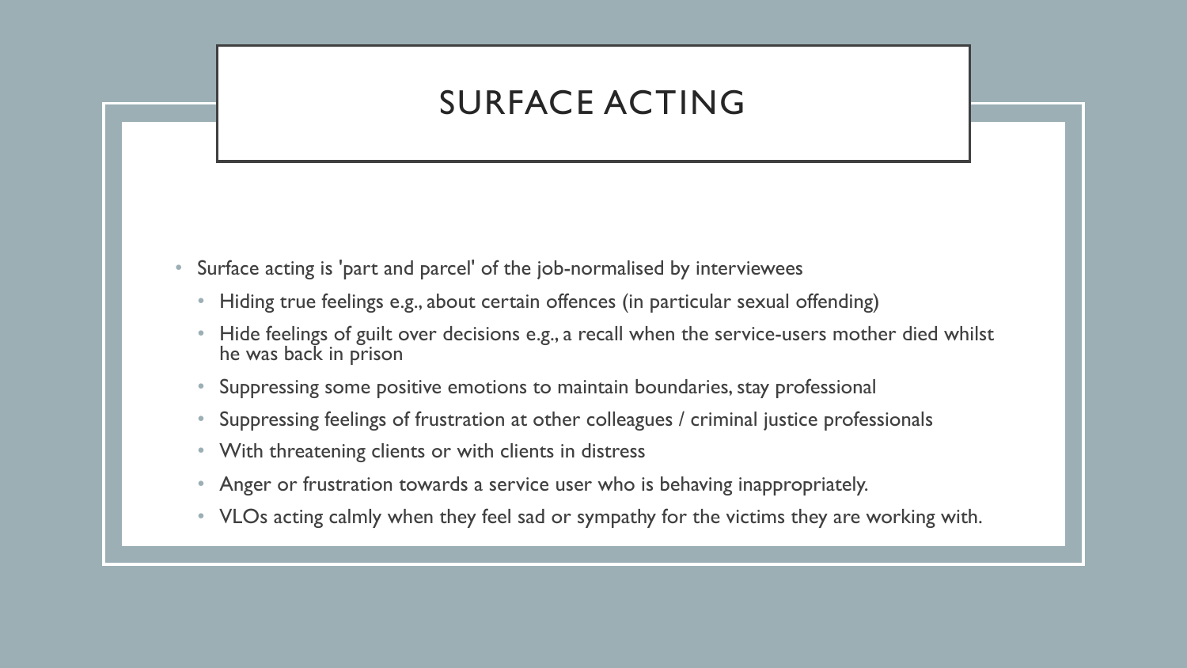# SURFACE ACTING

- Surface acting is 'part and parcel' of the job-normalised by interviewees
  - Hiding true feelings e.g., about certain offences (in particular sexual offending)
  - Hide feelings of guilt over decisions e.g., a recall when the service-users mother died whilst he was back in prison
  - Suppressing some positive emotions to maintain boundaries, stay professional
  - Suppressing feelings of frustration at other colleagues / criminal justice professionals
  - With threatening clients or with clients in distress
  - Anger or frustration towards a service user who is behaving inappropriately.
  - VLOs acting calmly when they feel sad or sympathy for the victims they are working with.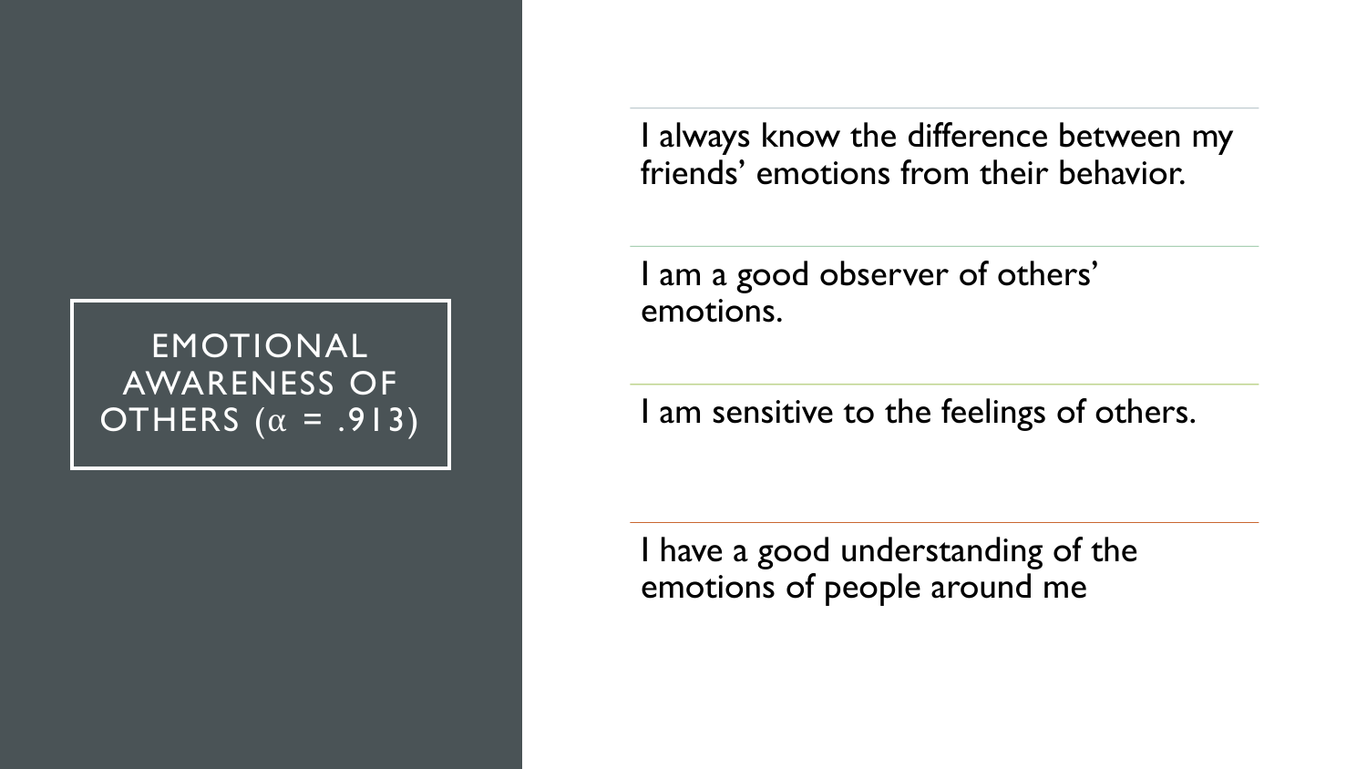# EMOTIONAL AWARENESS OF OTHERS ($\alpha$ = .913)

I always know the difference between my friends' emotions from their behavior.

I am a good observer of others' emotions.

I am sensitive to the feelings of others.

I have a good understanding of the emotions of people around me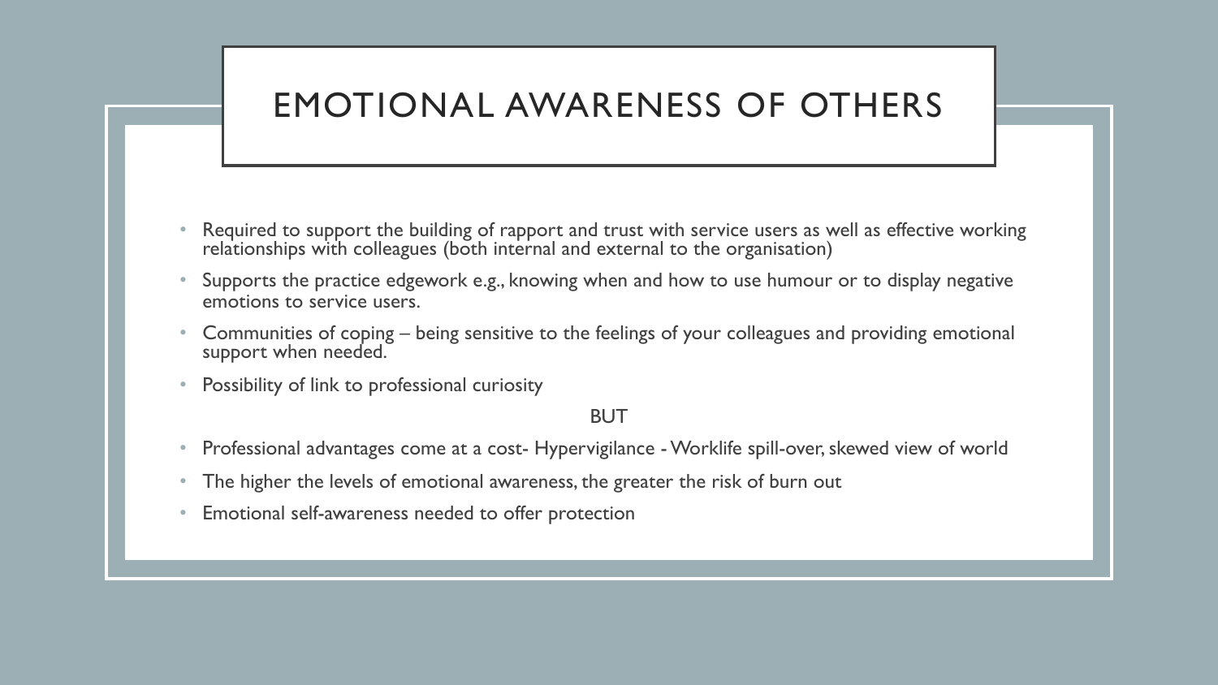# EMOTIONAL AWARENESS OF OTHERS

- Required to support the building of rapport and trust with service users as well as effective working relationships with colleagues (both internal and external to the organisation)
- Supports the practice edgework e.g., knowing when and how to use humour or to display negative emotions to service users.
- Communities of coping – being sensitive to the feelings of your colleagues and providing emotional support when needed.
- Possibility of link to professional curiosity

BUT

- Professional advantages come at a cost- Hypervigilance - Worklife spill-over, skewed view of world
- The higher the levels of emotional awareness, the greater the risk of burn out
- Emotional self-awareness needed to offer protection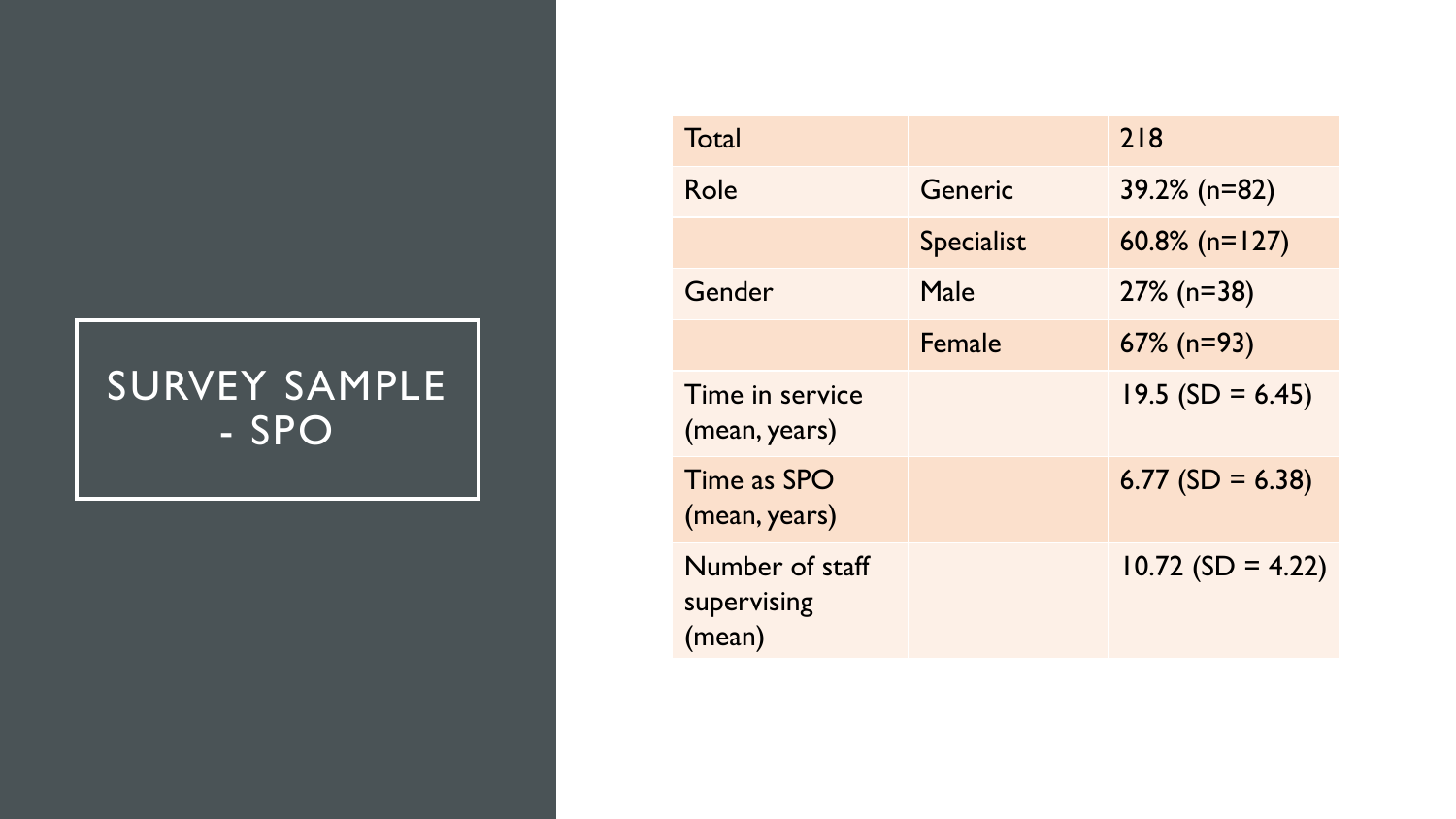# SURVEY SAMPLE - SPO

| | | |
|---|---|---|
| Total | | 218 |
| Role | Generic | 39.2% (n=82) |
| | Specialist | 60.8% (n=127) |
| Gender | Male | 27% (n=38) |
| | Female | 67% (n=93) |
| Time in service (mean, years) | | 19.5 (SD = 6.45) |
| Time as SPO (mean, years) | | 6.77 (SD = 6.38) |
| Number of staff supervising (mean) | | 10.72 (SD = 4.22) |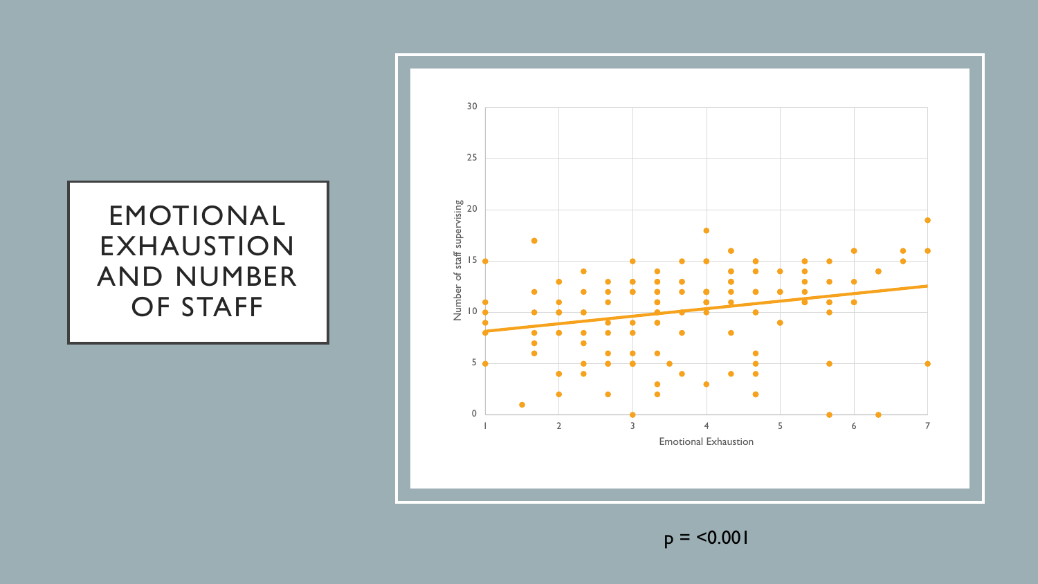# EMOTIONAL EXHAUSTION AND NUMBER OF STAFF

$p = <0.001$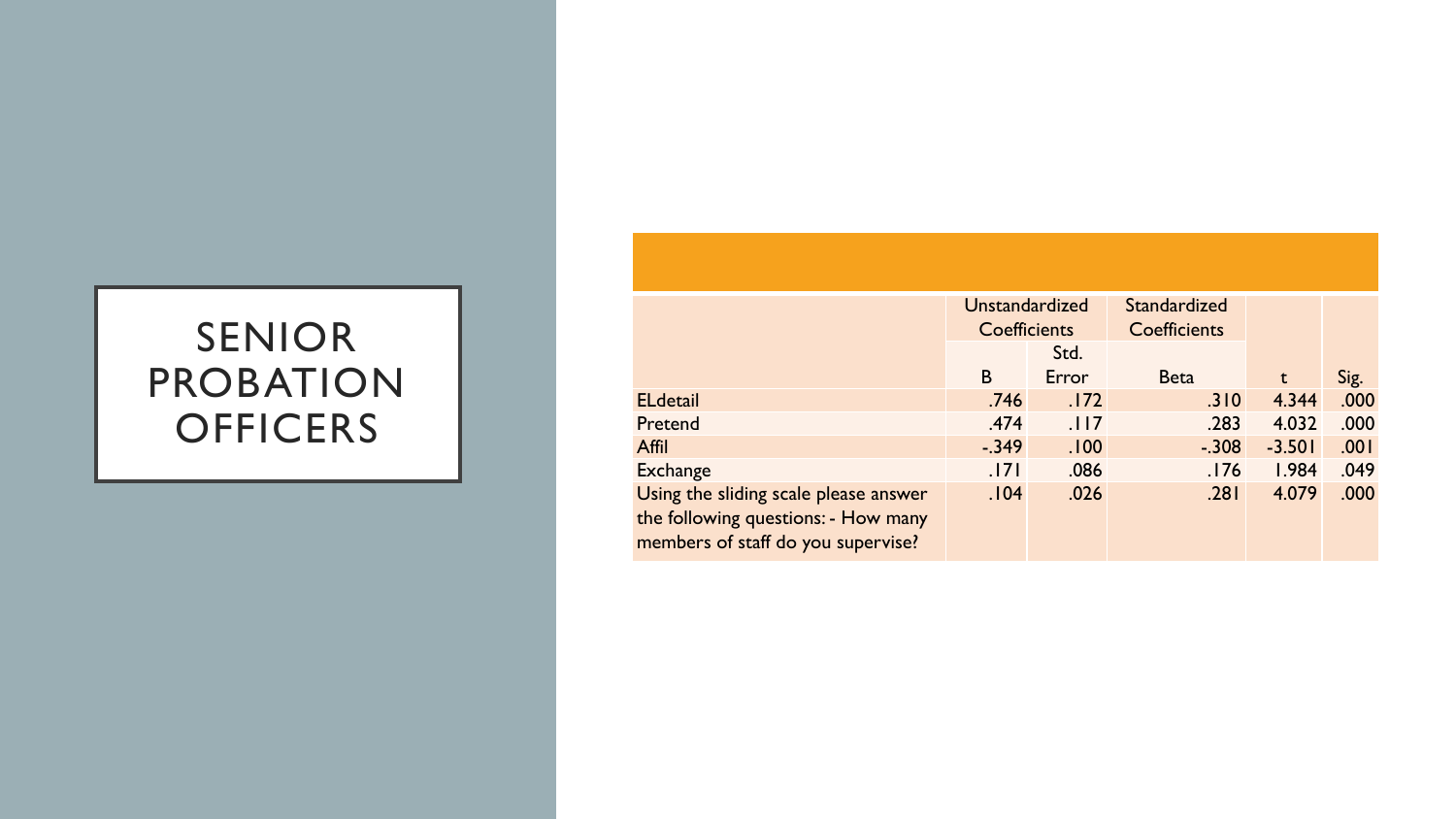# SENIOR PROBATION OFFICERS

| | Unstandardized Coefficients | | Standardized Coefficients | | |
|---|---|---|---|---|---|
| | B | Std. Error | Beta | t | Sig. |
| ELdetail | .746 | .172 | .310 | 4.344 | .000 |
| Pretend | .474 | .117 | .283 | 4.032 | .000 |
| Affil | -.349 | .100 | -.308 | -3.501 | .001 |
| Exchange | .171 | .086 | .176 | 1.984 | .049 |
| Using the sliding scale please answer the following questions: - How many members of staff do you supervise? | .104 | .026 | .281 | 4.079 | .000 |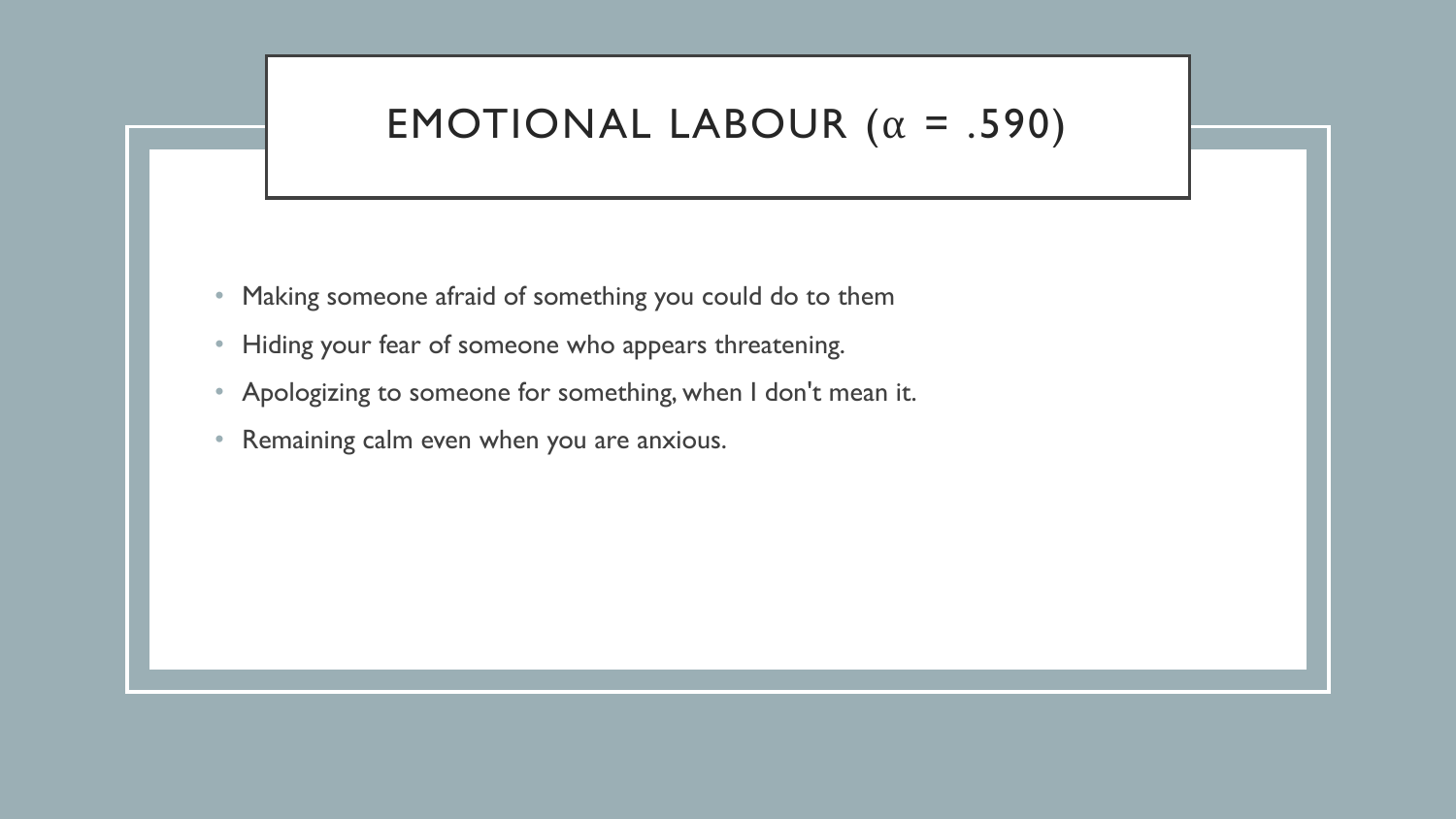# EMOTIONAL LABOUR ($\alpha$ = .590)

- Making someone afraid of something you could do to them
- Hiding your fear of someone who appears threatening.
- Apologizing to someone for something, when I don't mean it.
- Remaining calm even when you are anxious.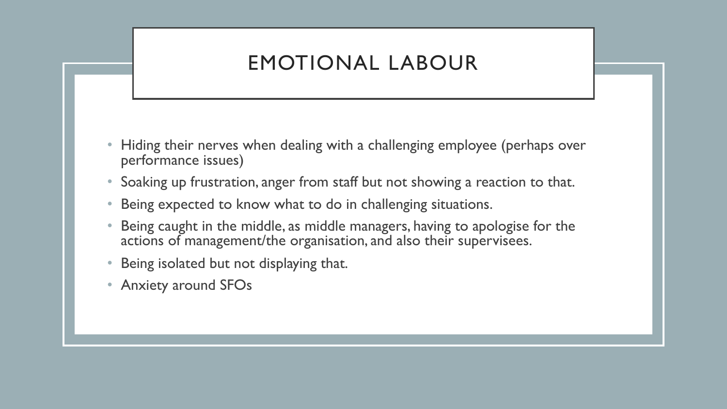# EMOTIONAL LABOUR

- Hiding their nerves when dealing with a challenging employee (perhaps over performance issues)
- Soaking up frustration, anger from staff but not showing a reaction to that.
- Being expected to know what to do in challenging situations.
- Being caught in the middle, as middle managers, having to apologise for the actions of management/the organisation, and also their supervisees.
- Being isolated but not displaying that.
- Anxiety around SFOs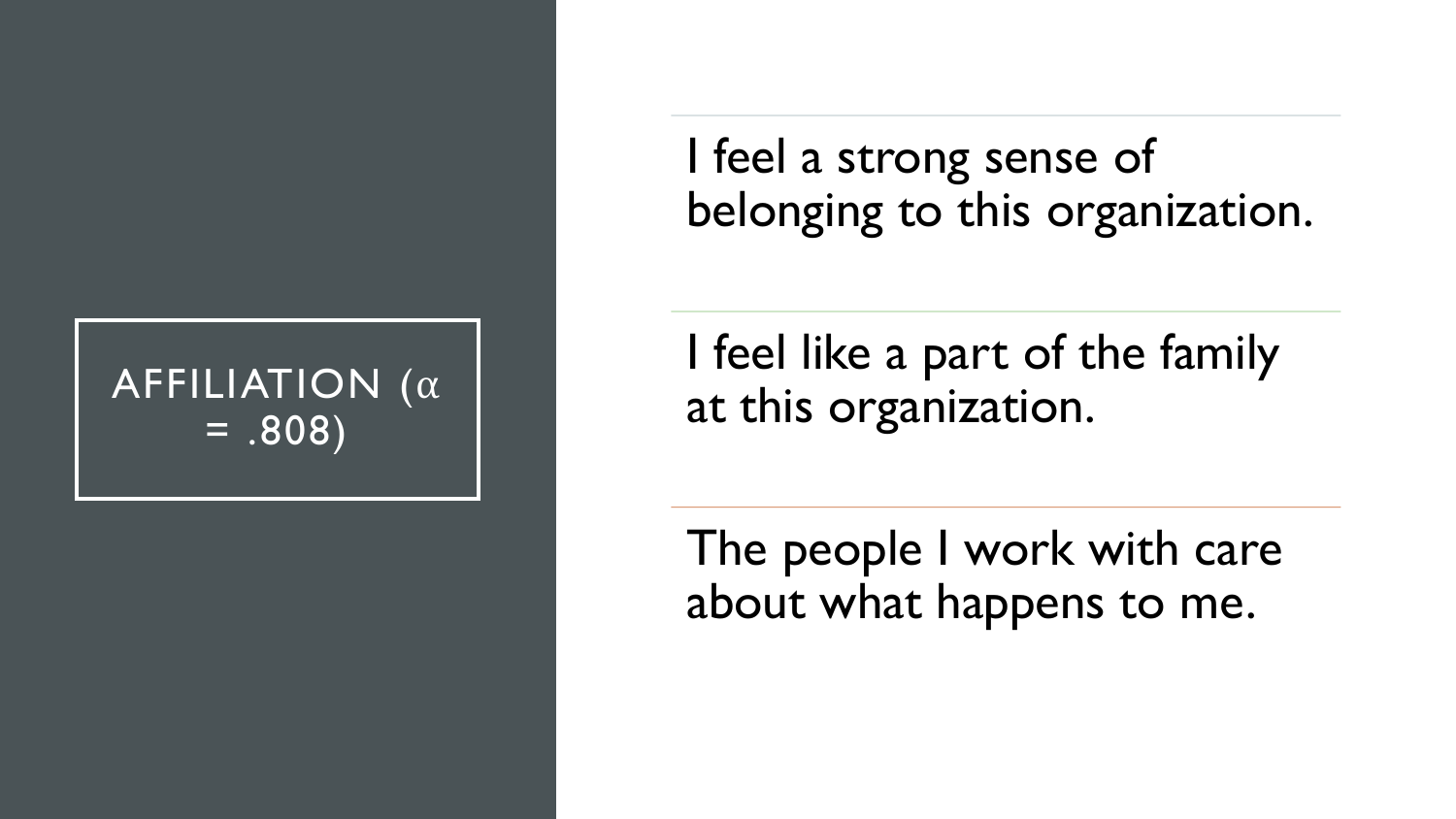## AFFILIATION ($\alpha$ = .808)

I feel a strong sense of belonging to this organization.

I feel like a part of the family at this organization.

The people I work with care about what happens to me.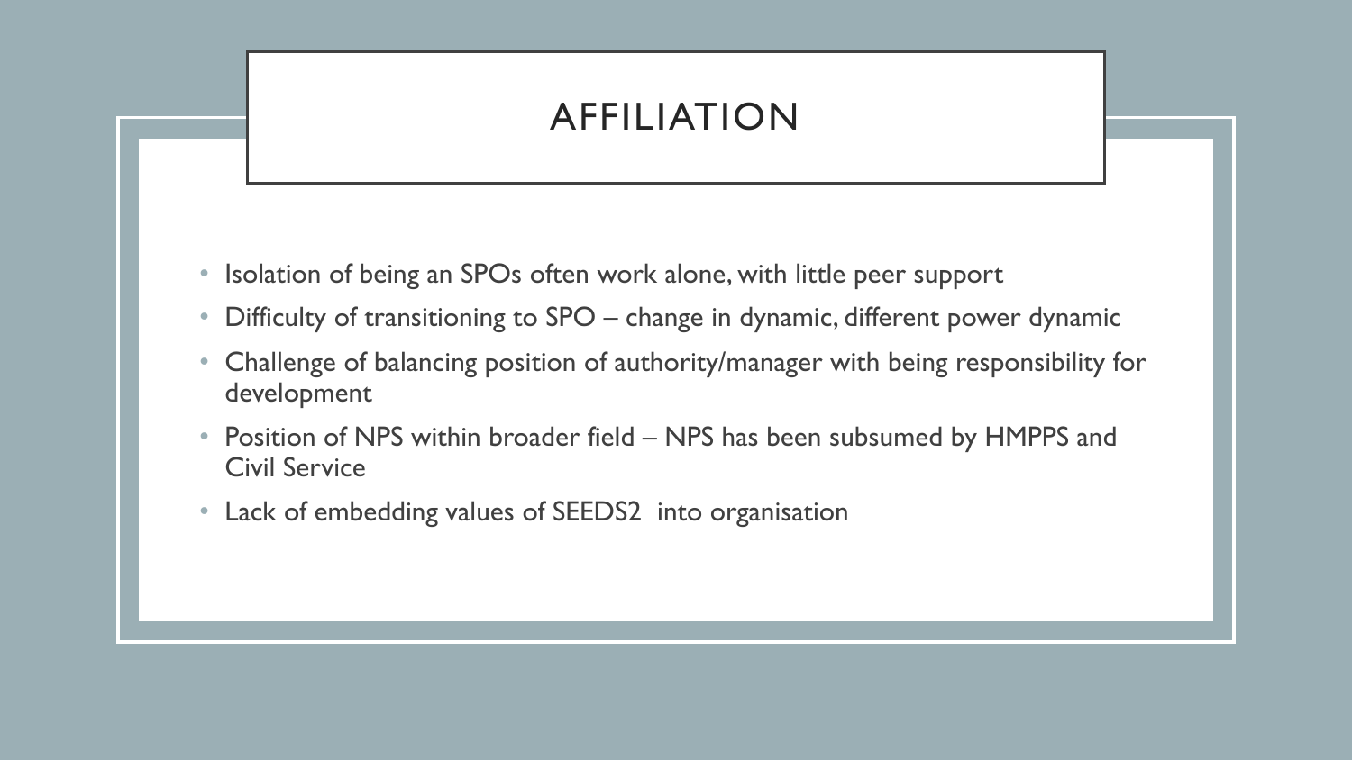# AFFILIATION

- Isolation of being an SPOs often work alone, with little peer support
- Difficulty of transitioning to SPO – change in dynamic, different power dynamic
- Challenge of balancing position of authority/manager with being responsibility for development
- Position of NPS within broader field – NPS has been subsumed by HMPPS and Civil Service
- Lack of embedding values of SEEDS2 into organisation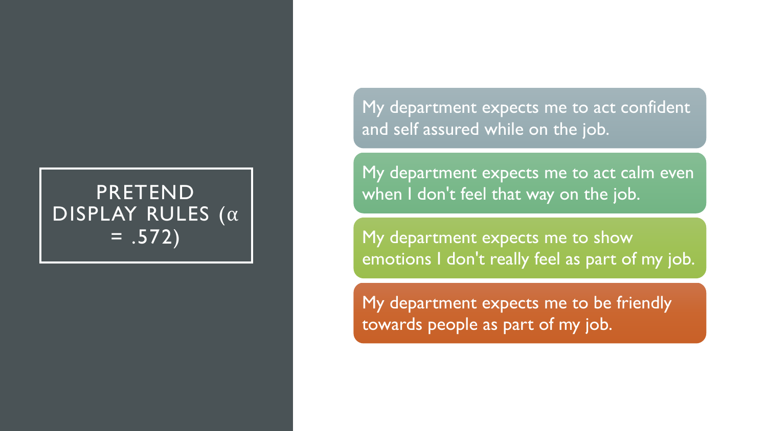# PRETEND DISPLAY RULES ($\alpha$ = .572)

- My department expects me to act confident and self assured while on the job.
- My department expects me to act calm even when I don't feel that way on the job.
- My department expects me to show emotions I don't really feel as part of my job.
- My department expects me to be friendly towards people as part of my job.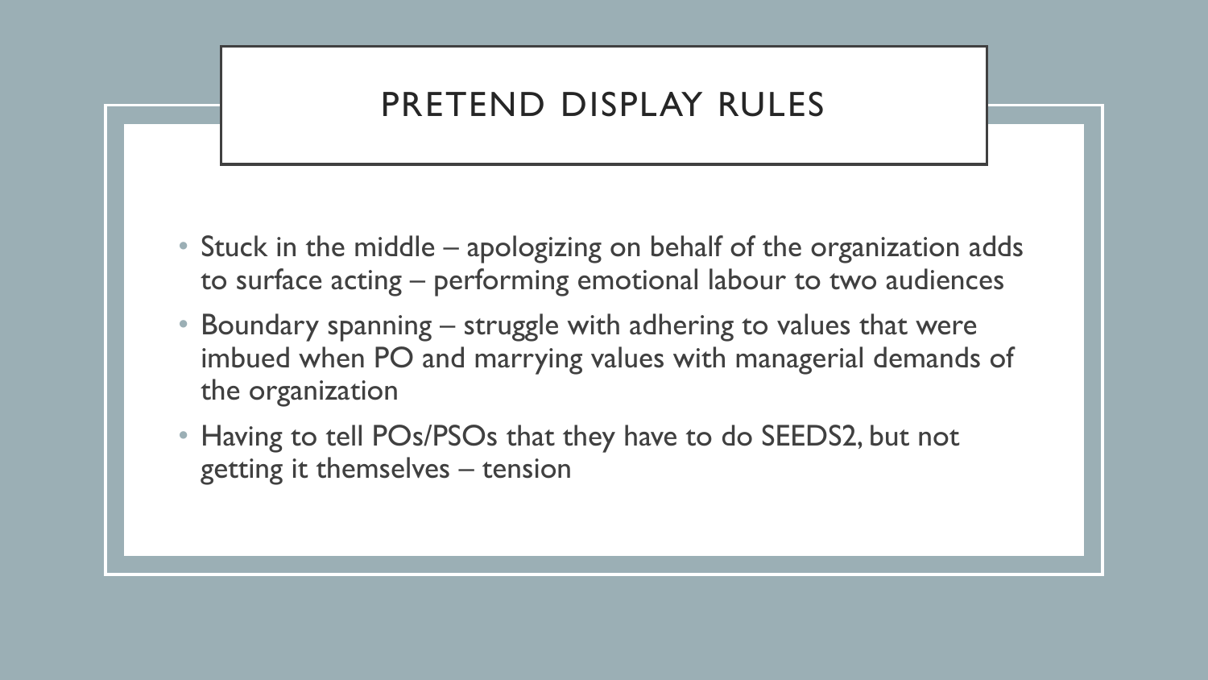# PRETEND DISPLAY RULES

- Stuck in the middle – apologizing on behalf of the organization adds to surface acting – performing emotional labour to two audiences
- Boundary spanning – struggle with adhering to values that were imbued when PO and marrying values with managerial demands of the organization
- Having to tell POs/PSOs that they have to do SEEDS2, but not getting it themselves – tension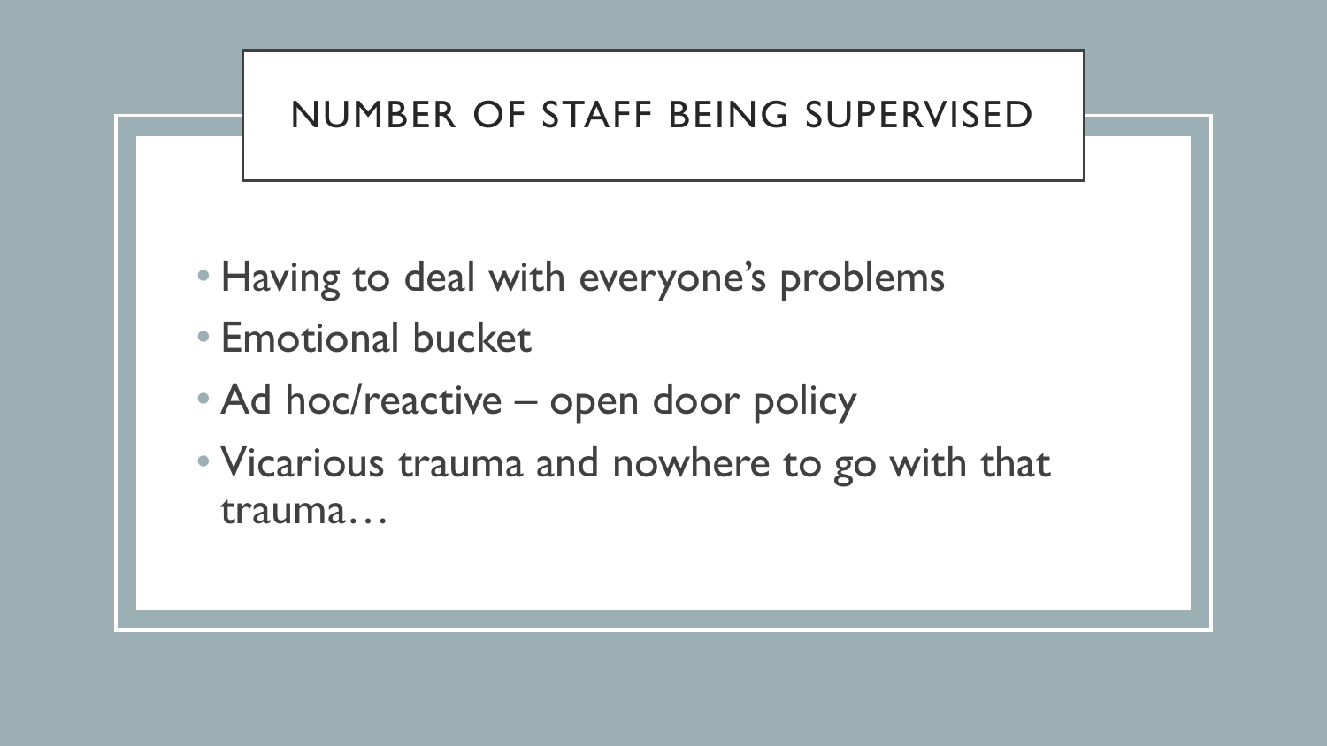## NUMBER OF STAFF BEING SUPERVISED

- Having to deal with everyone's problems
- Emotional bucket
- Ad hoc/reactive – open door policy
- Vicarious trauma and nowhere to go with that trauma…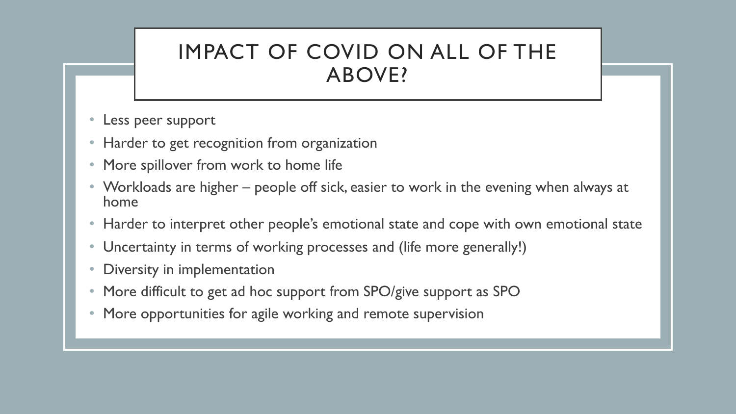# IMPACT OF COVID ON ALL OF THE ABOVE?

- Less peer support
- Harder to get recognition from organization
- More spillover from work to home life
- Workloads are higher – people off sick, easier to work in the evening when always at home
- Harder to interpret other people's emotional state and cope with own emotional state
- Uncertainty in terms of working processes and (life more generally!)
- Diversity in implementation
- More difficult to get ad hoc support from SPO/give support as SPO
- More opportunities for agile working and remote supervision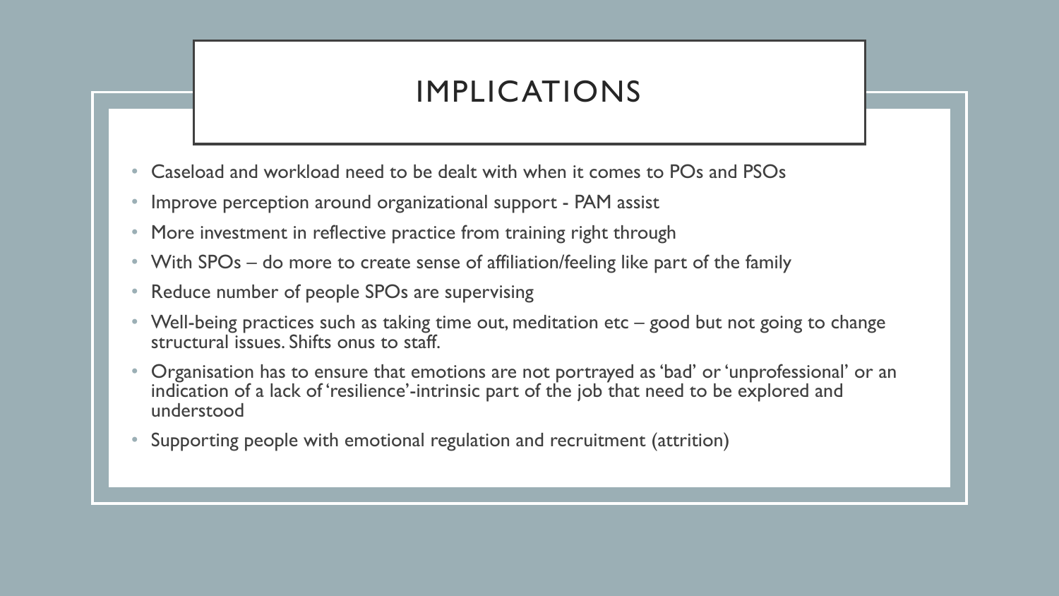# IMPLICATIONS

- Caseload and workload need to be dealt with when it comes to POs and PSOs
- Improve perception around organizational support - PAM assist
- More investment in reflective practice from training right through
- With SPOs – do more to create sense of affiliation/feeling like part of the family
- Reduce number of people SPOs are supervising
- Well-being practices such as taking time out, meditation etc – good but not going to change structural issues. Shifts onus to staff.
- Organisation has to ensure that emotions are not portrayed as 'bad' or 'unprofessional' or an indication of a lack of 'resilience'-intrinsic part of the job that need to be explored and understood
- Supporting people with emotional regulation and recruitment (attrition)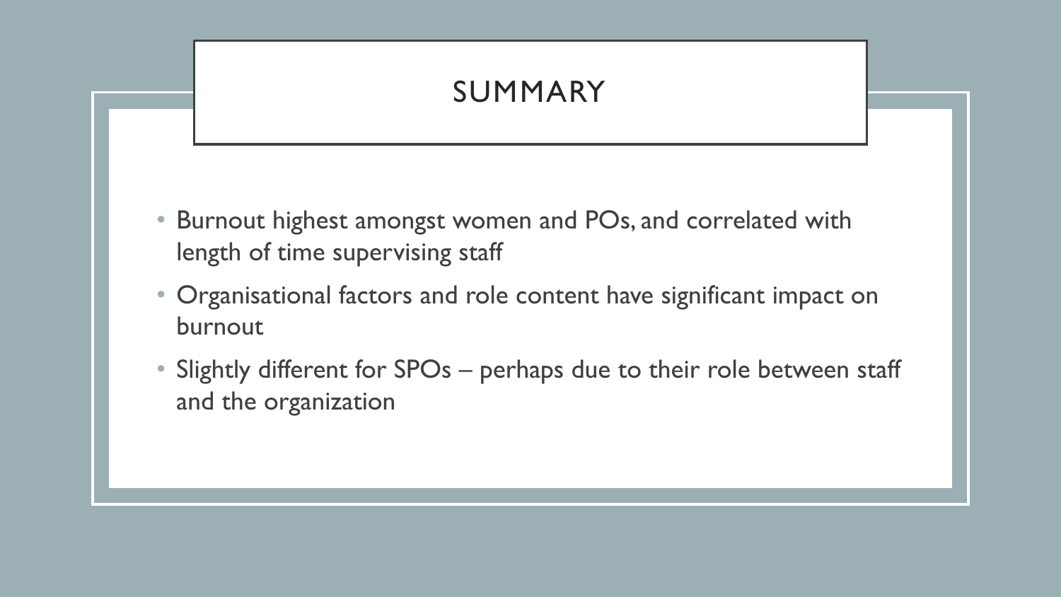# SUMMARY

- Burnout highest amongst women and POs, and correlated with length of time supervising staff
- Organisational factors and role content have significant impact on burnout
- Slightly different for SPOs – perhaps due to their role between staff and the organization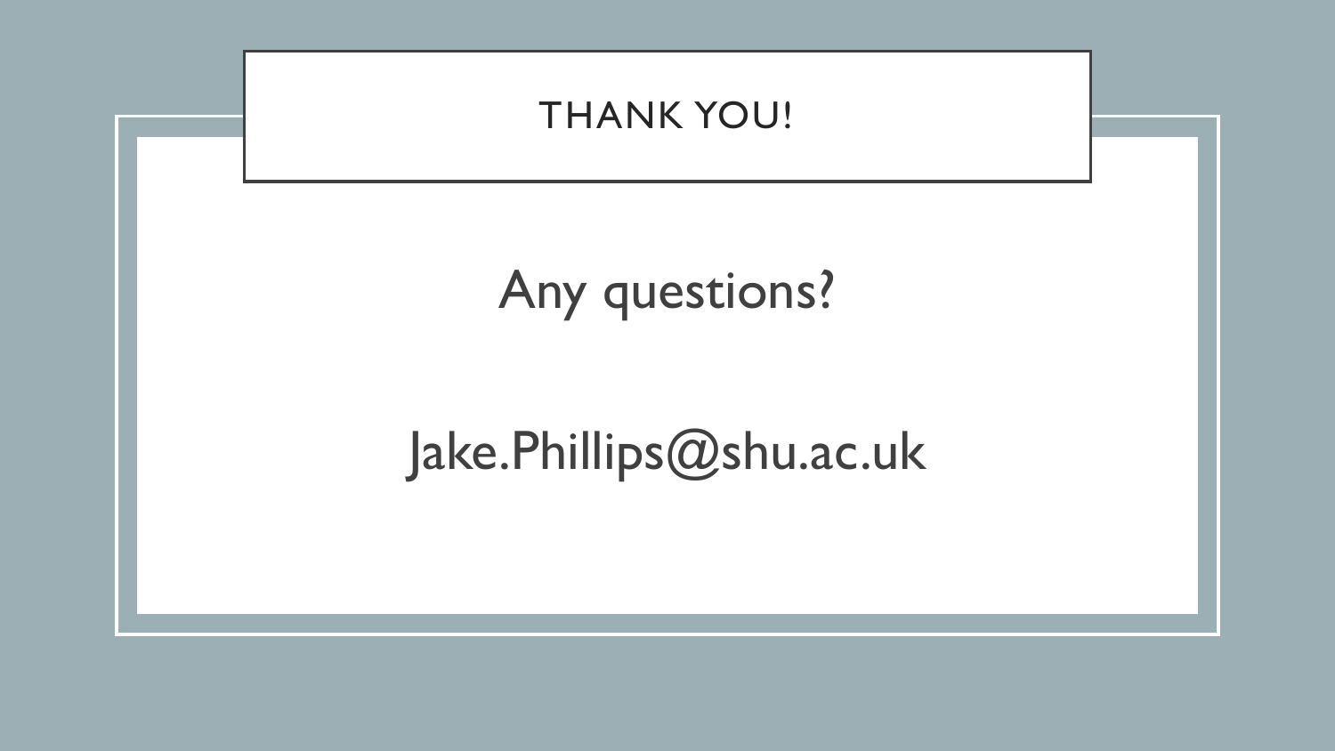# THANK YOU!

Any questions?

Jake.Phillips@shu.ac.uk